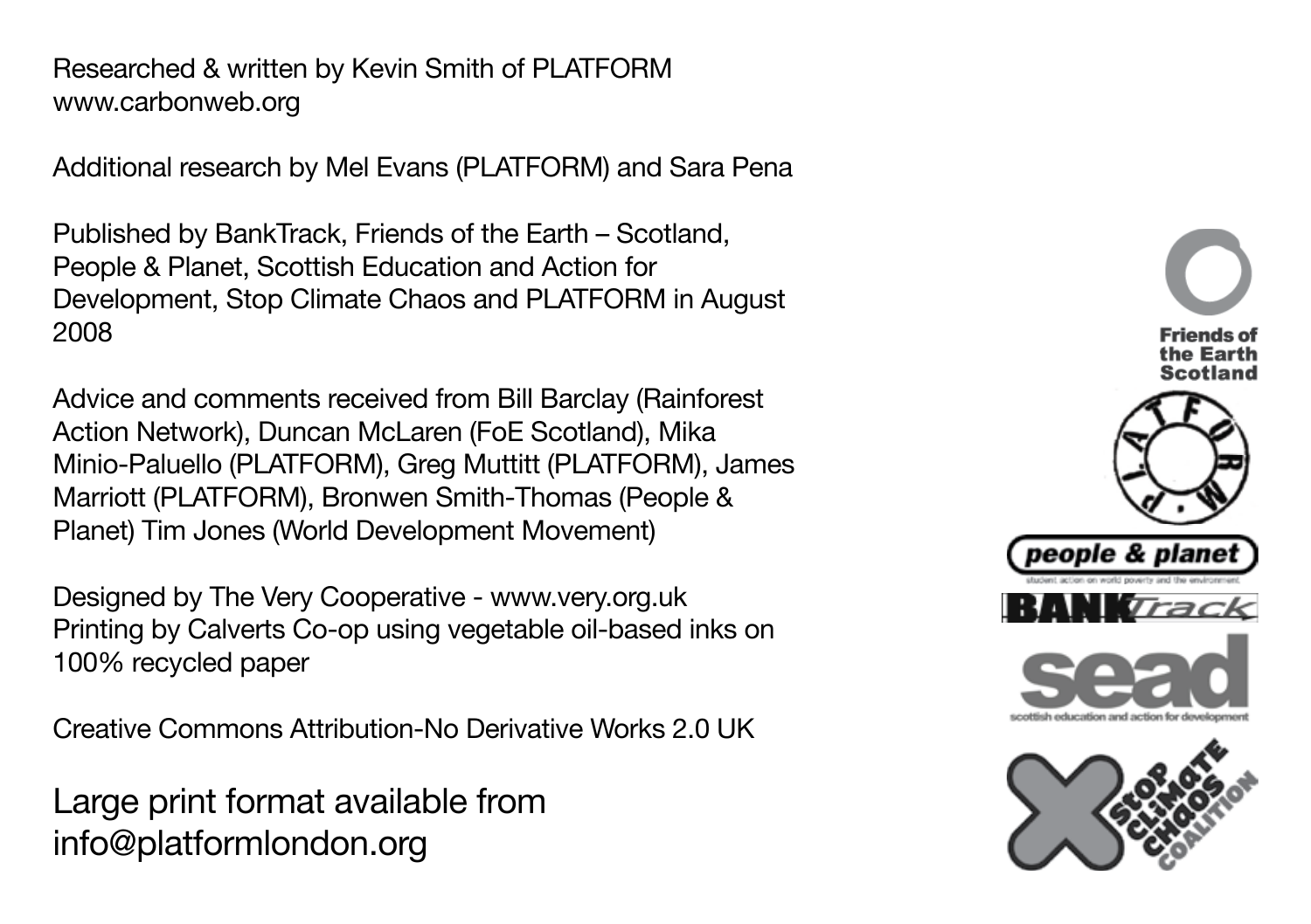Researched & written by Kevin Smith of PLATFORM
www.carbonweb.org

Additional research by Mel Evans (PLATFORM) and Sara Pena

Published by BankTrack, Friends of the Earth – Scotland, People & Planet, Scottish Education and Action for Development, Stop Climate Chaos and PLATFORM in August 2008

Advice and comments received from Bill Barclay (Rainforest Action Network), Duncan McLaren (FoE Scotland), Mika Minio-Paluello (PLATFORM), Greg Muttitt (PLATFORM), James Marriott (PLATFORM), Bronwen Smith-Thomas (People & Planet) Tim Jones (World Development Movement)

Designed by The Very Cooperative - www.very.org.uk
Printing by Calverts Co-op using vegetable oil-based inks on 100% recycled paper

Creative Commons Attribution-No Derivative Works 2.0 UK

Large print format available from
info@platformlondon.org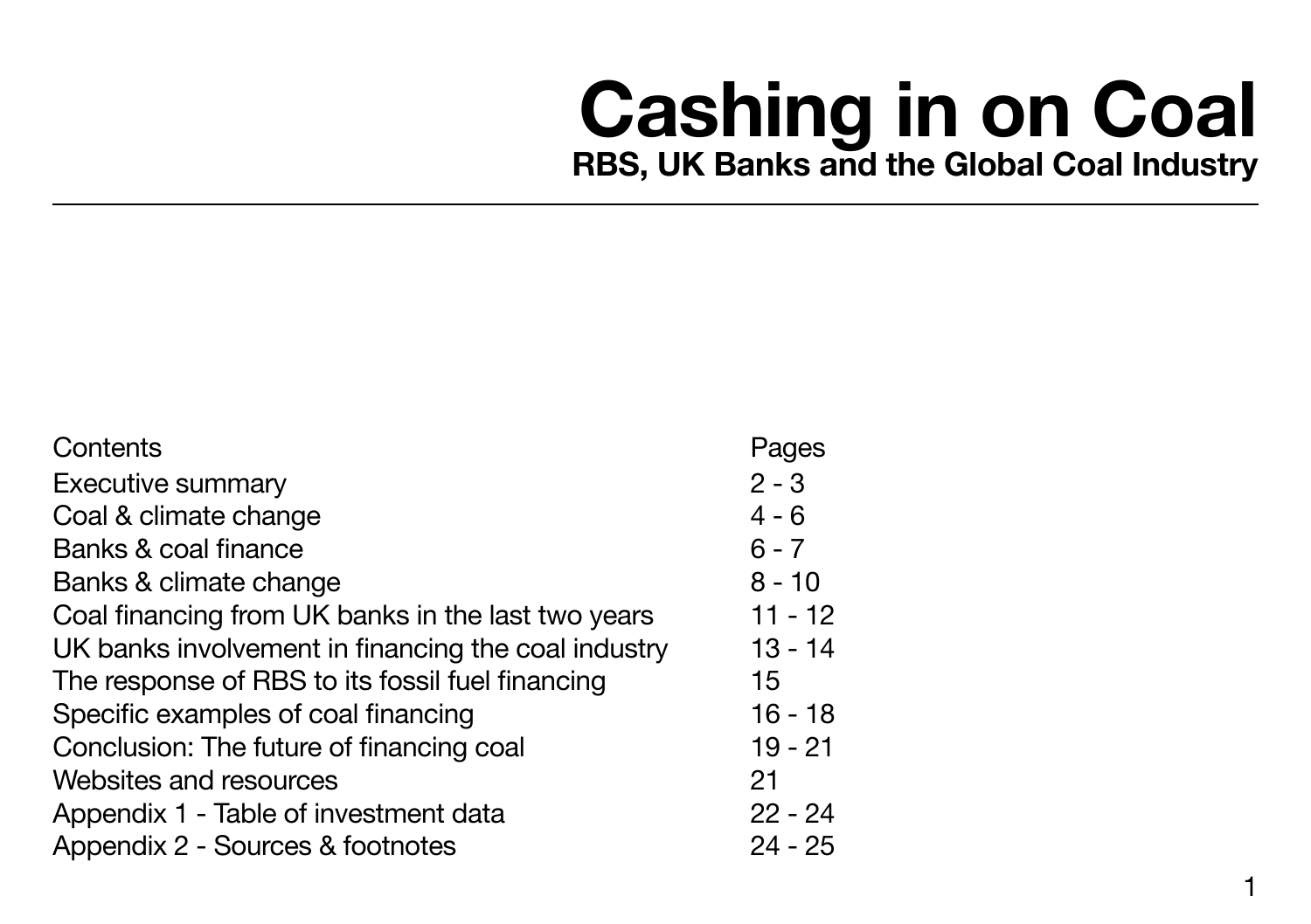# Cashing in on Coal

## RBS, UK Banks and the Global Coal Industry

| Contents | Pages |
|---|---|
| Executive summary | 2 - 3 |
| Coal & climate change | 4 - 6 |
| Banks & coal finance | 6 - 7 |
| Banks & climate change | 8 - 10 |
| Coal financing from UK banks in the last two years | 11 - 12 |
| UK banks involvement in financing the coal industry | 13 - 14 |
| The response of RBS to its fossil fuel financing | 15 |
| Specific examples of coal financing | 16 - 18 |
| Conclusion: The future of financing coal | 19 - 21 |
| Websites and resources | 21 |
| Appendix 1 - Table of investment data | 22 - 24 |
| Appendix 2 - Sources & footnotes | 24 - 25 |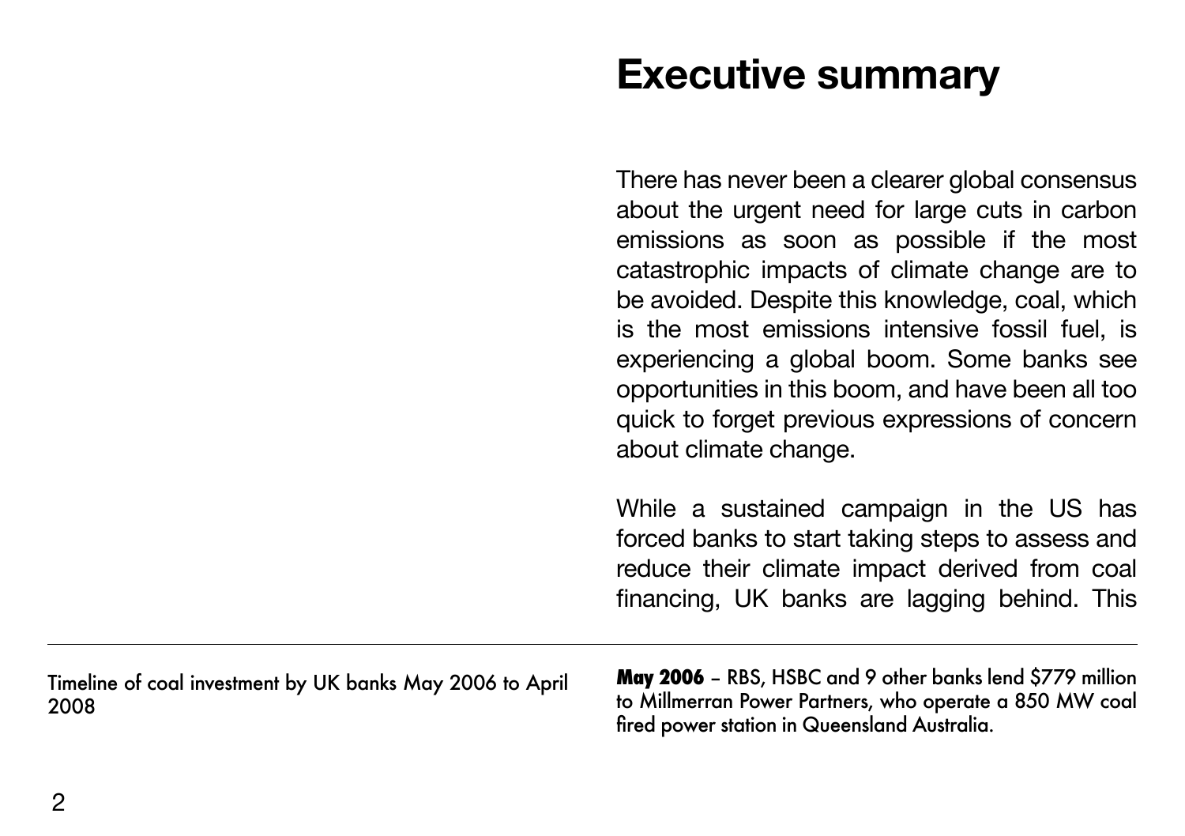# Executive summary

There has never been a clearer global consensus about the urgent need for large cuts in carbon emissions as soon as possible if the most catastrophic impacts of climate change are to be avoided. Despite this knowledge, coal, which is the most emissions intensive fossil fuel, is experiencing a global boom. Some banks see opportunities in this boom, and have been all too quick to forget previous expressions of concern about climate change.

While a sustained campaign in the US has forced banks to start taking steps to assess and reduce their climate impact derived from coal financing, UK banks are lagging behind. This

---

Timeline of coal investment by UK banks May 2006 to April 2008

**May 2006** – RBS, HSBC and 9 other banks lend $779 million to Millmerran Power Partners, who operate a 850 MW coal fired power station in Queensland Australia.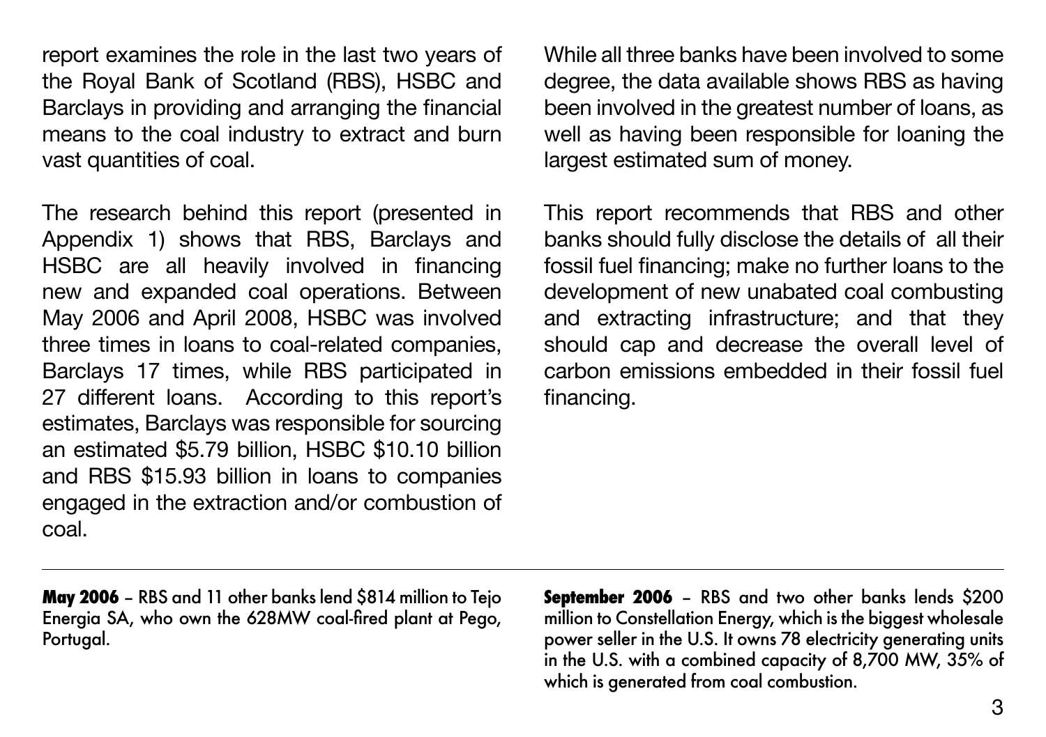report examines the role in the last two years of the Royal Bank of Scotland (RBS), HSBC and Barclays in providing and arranging the financial means to the coal industry to extract and burn vast quantities of coal.

The research behind this report (presented in Appendix 1) shows that RBS, Barclays and HSBC are all heavily involved in financing new and expanded coal operations. Between May 2006 and April 2008, HSBC was involved three times in loans to coal-related companies, Barclays 17 times, while RBS participated in 27 different loans. According to this report's estimates, Barclays was responsible for sourcing an estimated $5.79 billion, HSBC $10.10 billion and RBS $15.93 billion in loans to companies engaged in the extraction and/or combustion of coal.

While all three banks have been involved to some degree, the data available shows RBS as having been involved in the greatest number of loans, as well as having been responsible for loaning the largest estimated sum of money.

This report recommends that RBS and other banks should fully disclose the details of all their fossil fuel financing; make no further loans to the development of new unabated coal combusting and extracting infrastructure; and that they should cap and decrease the overall level of carbon emissions embedded in their fossil fuel financing.

---

**May 2006** – RBS and 11 other banks lend $814 million to Tejo Energia SA, who own the 628MW coal-fired plant at Pego, Portugal.

**September 2006** – RBS and two other banks lends $200 million to Constellation Energy, which is the biggest wholesale power seller in the U.S. It owns 78 electricity generating units in the U.S. with a combined capacity of 8,700 MW, 35% of which is generated from coal combustion.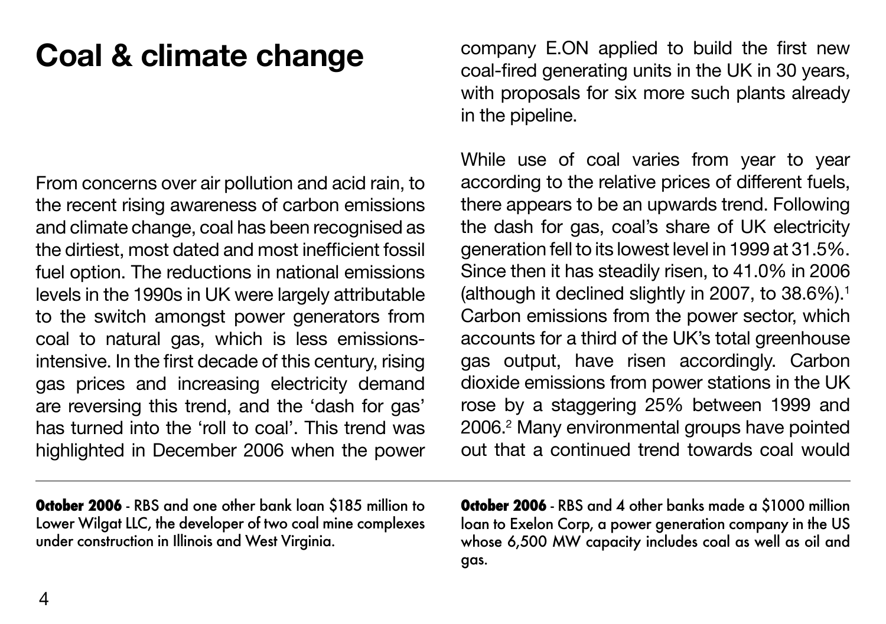# Coal & climate change

From concerns over air pollution and acid rain, to the recent rising awareness of carbon emissions and climate change, coal has been recognised as the dirtiest, most dated and most inefficient fossil fuel option. The reductions in national emissions levels in the 1990s in UK were largely attributable to the switch amongst power generators from coal to natural gas, which is less emissions-intensive. In the first decade of this century, rising gas prices and increasing electricity demand are reversing this trend, and the 'dash for gas' has turned into the 'roll to coal'. This trend was highlighted in December 2006 when the power company E.ON applied to build the first new coal-fired generating units in the UK in 30 years, with proposals for six more such plants already in the pipeline.

While use of coal varies from year to year according to the relative prices of different fuels, there appears to be an upwards trend. Following the dash for gas, coal's share of UK electricity generation fell to its lowest level in 1999 at 31.5%. Since then it has steadily risen, to 41.0% in 2006 (although it declined slightly in 2007, to 38.6%).[1] Carbon emissions from the power sector, which accounts for a third of the UK's total greenhouse gas output, have risen accordingly. Carbon dioxide emissions from power stations in the UK rose by a staggering 25% between 1999 and 2006.[2] Many environmental groups have pointed out that a continued trend towards coal would

---

**October 2006** - RBS and one other bank loan $185 million to Lower Wilgat LLC, the developer of two coal mine complexes under construction in Illinois and West Virginia.

**October 2006** - RBS and 4 other banks made a $1000 million loan to Exelon Corp, a power generation company in the US whose 6,500 MW capacity includes coal as well as oil and gas.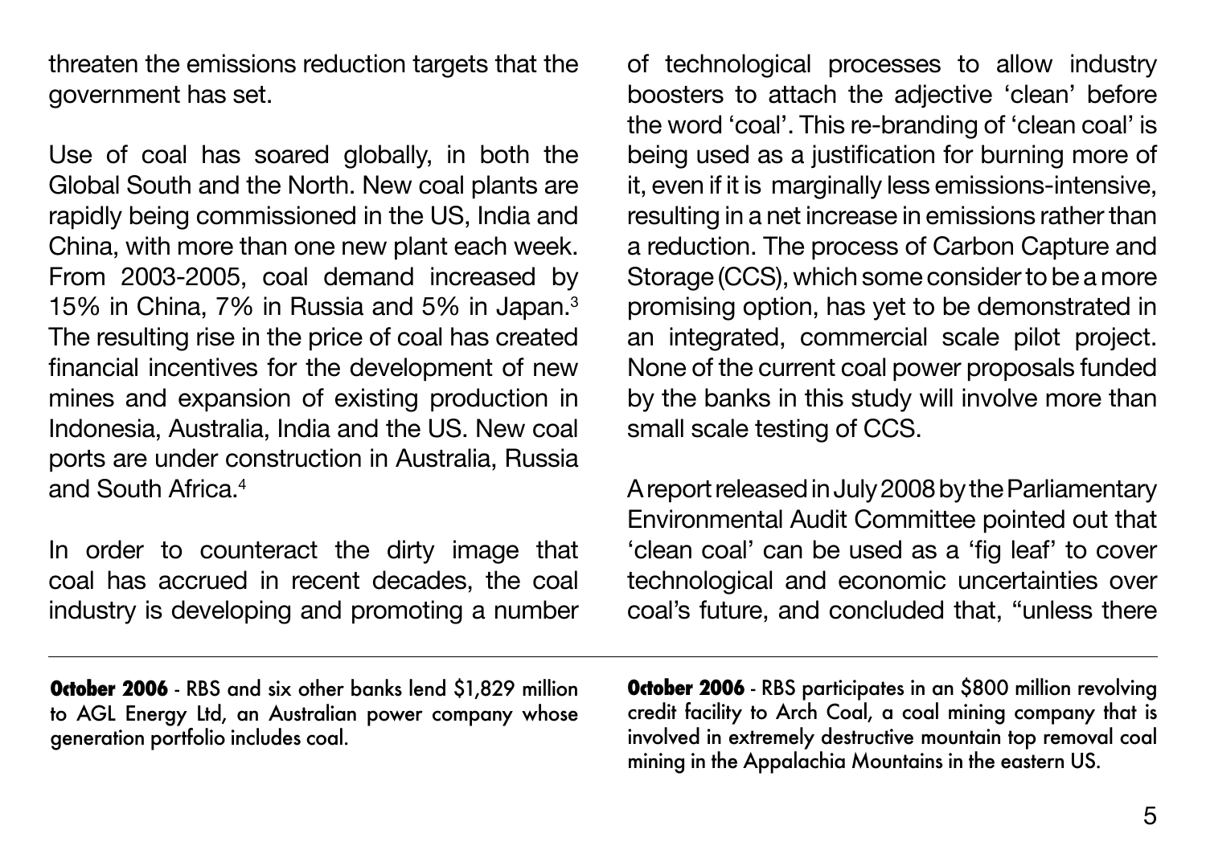threaten the emissions reduction targets that the government has set.

Use of coal has soared globally, in both the Global South and the North. New coal plants are rapidly being commissioned in the US, India and China, with more than one new plant each week. From 2003-2005, coal demand increased by 15% in China, 7% in Russia and 5% in Japan.[3] The resulting rise in the price of coal has created financial incentives for the development of new mines and expansion of existing production in Indonesia, Australia, India and the US. New coal ports are under construction in Australia, Russia and South Africa.[4]

In order to counteract the dirty image that coal has accrued in recent decades, the coal industry is developing and promoting a number of technological processes to allow industry boosters to attach the adjective 'clean' before the word 'coal'. This re-branding of 'clean coal' is being used as a justification for burning more of it, even if it is marginally less emissions-intensive, resulting in a net increase in emissions rather than a reduction. The process of Carbon Capture and Storage (CCS), which some consider to be a more promising option, has yet to be demonstrated in an integrated, commercial scale pilot project. None of the current coal power proposals funded by the banks in this study will involve more than small scale testing of CCS.

A report released in July 2008 by the Parliamentary Environmental Audit Committee pointed out that 'clean coal' can be used as a 'fig leaf' to cover technological and economic uncertainties over coal's future, and concluded that, "unless there

---

**October 2006** - RBS and six other banks lend $1,829 million to AGL Energy Ltd, an Australian power company whose generation portfolio includes coal.

**October 2006** - RBS participates in an $800 million revolving credit facility to Arch Coal, a coal mining company that is involved in extremely destructive mountain top removal coal mining in the Appalachia Mountains in the eastern US.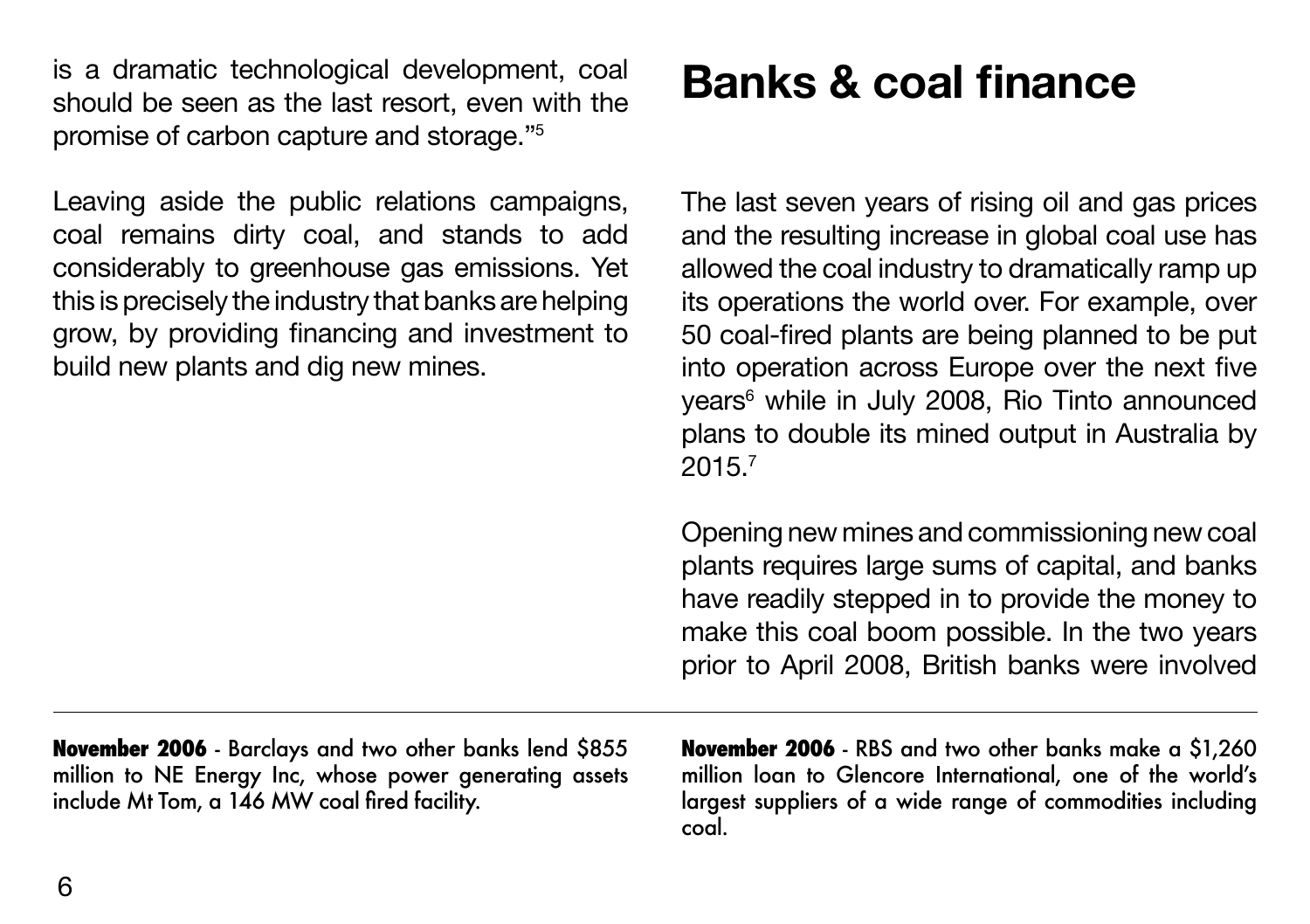is a dramatic technological development, coal should be seen as the last resort, even with the promise of carbon capture and storage."[5]

Leaving aside the public relations campaigns, coal remains dirty coal, and stands to add considerably to greenhouse gas emissions. Yet this is precisely the industry that banks are helping grow, by providing financing and investment to build new plants and dig new mines.

# Banks & coal finance

The last seven years of rising oil and gas prices and the resulting increase in global coal use has allowed the coal industry to dramatically ramp up its operations the world over. For example, over 50 coal-fired plants are being planned to be put into operation across Europe over the next five years[6] while in July 2008, Rio Tinto announced plans to double its mined output in Australia by 2015.[7]

Opening new mines and commissioning new coal plants requires large sums of capital, and banks have readily stepped in to provide the money to make this coal boom possible. In the two years prior to April 2008, British banks were involved

---

**November 2006** - Barclays and two other banks lend $855 million to NE Energy Inc, whose power generating assets include Mt Tom, a 146 MW coal fired facility.

**November 2006** - RBS and two other banks make a $1,260 million loan to Glencore International, one of the world's largest suppliers of a wide range of commodities including coal.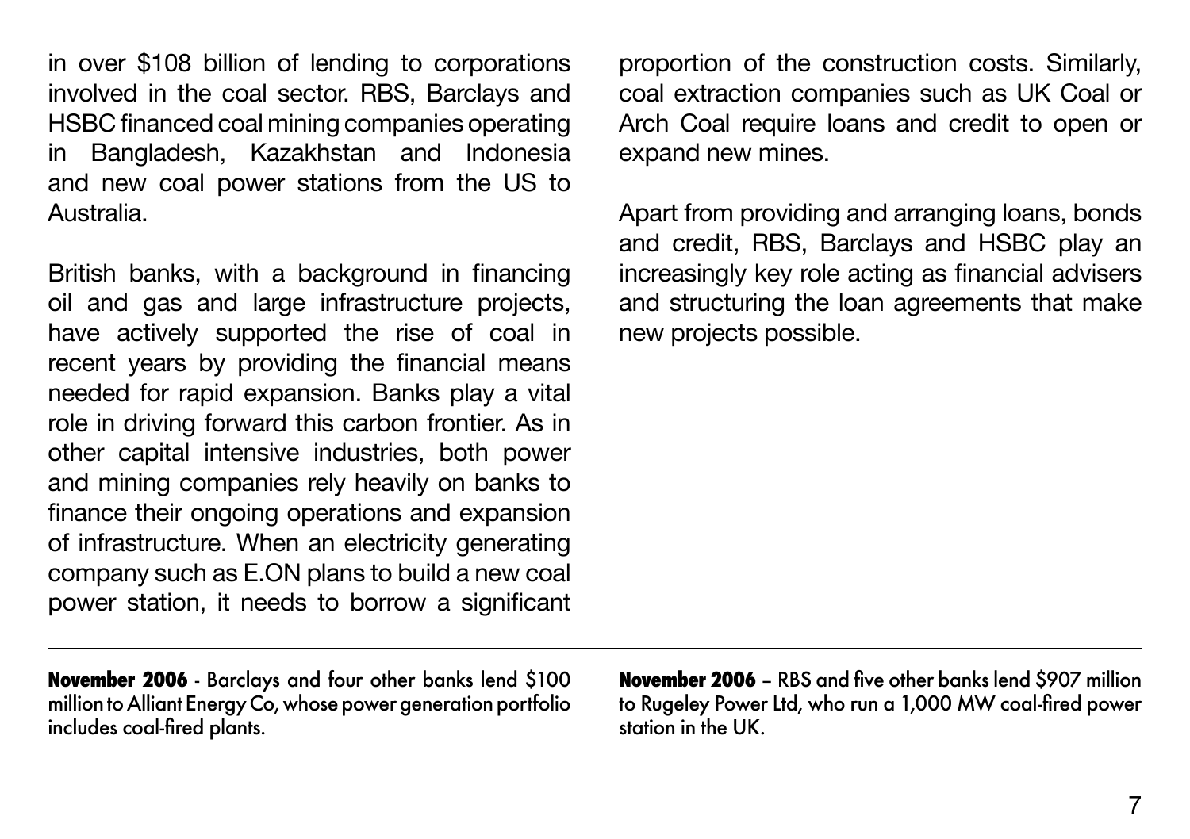in over $108 billion of lending to corporations involved in the coal sector. RBS, Barclays and HSBC financed coal mining companies operating in Bangladesh, Kazakhstan and Indonesia and new coal power stations from the US to Australia.

British banks, with a background in financing oil and gas and large infrastructure projects, have actively supported the rise of coal in recent years by providing the financial means needed for rapid expansion. Banks play a vital role in driving forward this carbon frontier. As in other capital intensive industries, both power and mining companies rely heavily on banks to finance their ongoing operations and expansion of infrastructure. When an electricity generating company such as E.ON plans to build a new coal power station, it needs to borrow a significant proportion of the construction costs. Similarly, coal extraction companies such as UK Coal or Arch Coal require loans and credit to open or expand new mines.

Apart from providing and arranging loans, bonds and credit, RBS, Barclays and HSBC play an increasingly key role acting as financial advisers and structuring the loan agreements that make new projects possible.

---

**November 2006** - Barclays and four other banks lend $100 million to Alliant Energy Co, whose power generation portfolio includes coal-fired plants.

**November 2006** – RBS and five other banks lend $907 million to Rugeley Power Ltd, who run a 1,000 MW coal-fired power station in the UK.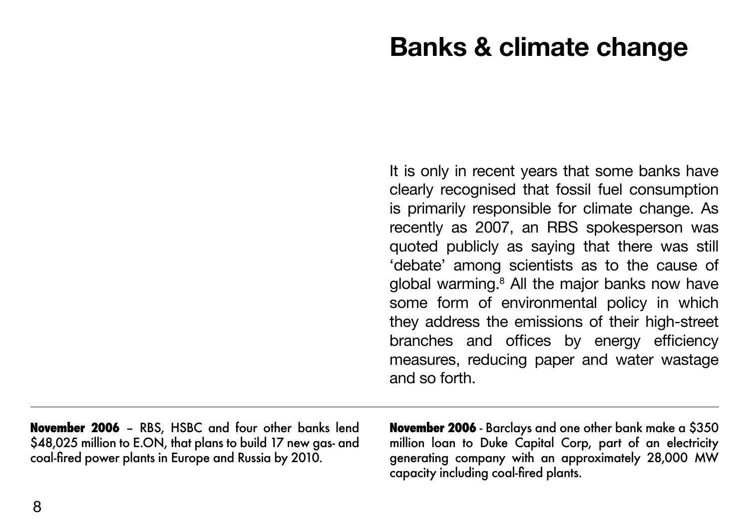# Banks & climate change

It is only in recent years that some banks have clearly recognised that fossil fuel consumption is primarily responsible for climate change. As recently as 2007, an RBS spokesperson was quoted publicly as saying that there was still 'debate' among scientists as to the cause of global warming.[8] All the major banks now have some form of environmental policy in which they address the emissions of their high-street branches and offices by energy efficiency measures, reducing paper and water wastage and so forth.

---

**November 2006** – RBS, HSBC and four other banks lend $48,025 million to E.ON, that plans to build 17 new gas- and coal-fired power plants in Europe and Russia by 2010.

**November 2006** - Barclays and one other bank make a $350 million loan to Duke Capital Corp, part of an electricity generating company with an approximately 28,000 MW capacity including coal-fired plants.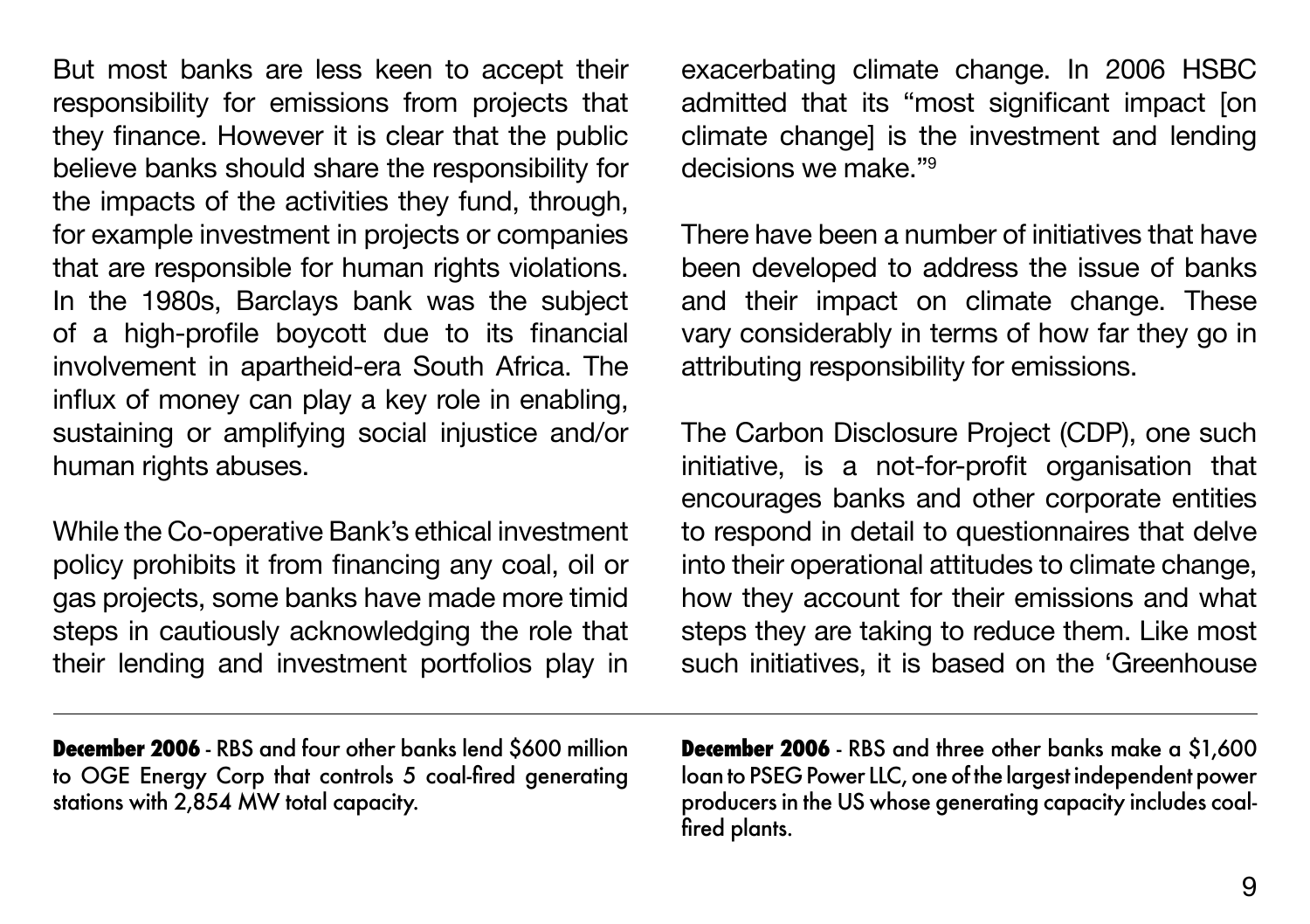But most banks are less keen to accept their responsibility for emissions from projects that they finance. However it is clear that the public believe banks should share the responsibility for the impacts of the activities they fund, through, for example investment in projects or companies that are responsible for human rights violations. In the 1980s, Barclays bank was the subject of a high-profile boycott due to its financial involvement in apartheid-era South Africa. The influx of money can play a key role in enabling, sustaining or amplifying social injustice and/or human rights abuses.

While the Co-operative Bank's ethical investment policy prohibits it from financing any coal, oil or gas projects, some banks have made more timid steps in cautiously acknowledging the role that their lending and investment portfolios play in exacerbating climate change. In 2006 HSBC admitted that its "most significant impact [on climate change] is the investment and lending decisions we make."[9]

There have been a number of initiatives that have been developed to address the issue of banks and their impact on climate change. These vary considerably in terms of how far they go in attributing responsibility for emissions.

The Carbon Disclosure Project (CDP), one such initiative, is a not-for-profit organisation that encourages banks and other corporate entities to respond in detail to questionnaires that delve into their operational attitudes to climate change, how they account for their emissions and what steps they are taking to reduce them. Like most such initiatives, it is based on the 'Greenhouse

---

**December 2006** - RBS and four other banks lend $600 million to OGE Energy Corp that controls 5 coal-fired generating stations with 2,854 MW total capacity.

**December 2006** - RBS and three other banks make a $1,600 loan to PSEG Power LLC, one of the largest independent power producers in the US whose generating capacity includes coal-fired plants.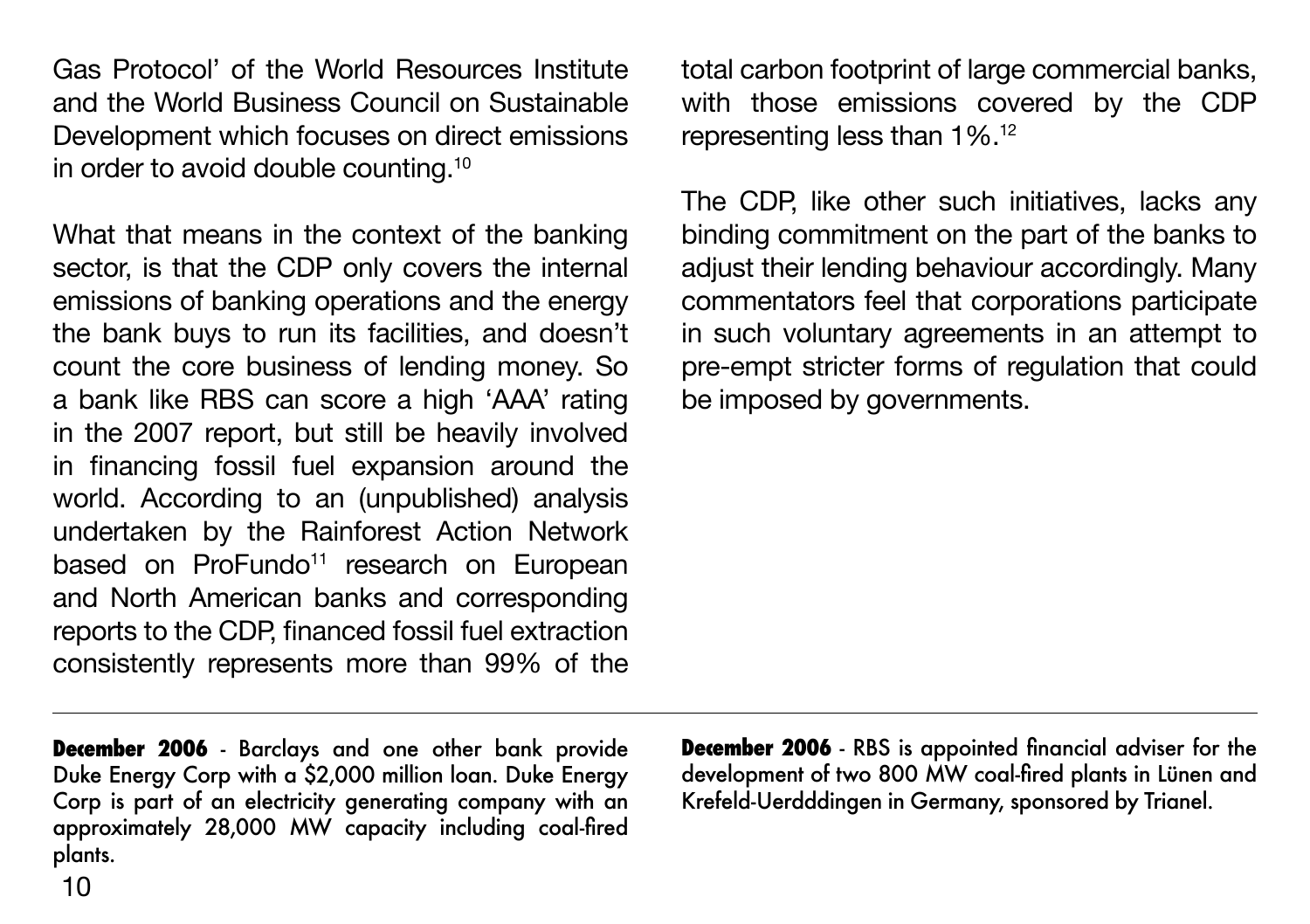Gas Protocol' of the World Resources Institute and the World Business Council on Sustainable Development which focuses on direct emissions in order to avoid double counting.[10]

What that means in the context of the banking sector, is that the CDP only covers the internal emissions of banking operations and the energy the bank buys to run its facilities, and doesn't count the core business of lending money. So a bank like RBS can score a high 'AAA' rating in the 2007 report, but still be heavily involved in financing fossil fuel expansion around the world. According to an (unpublished) analysis undertaken by the Rainforest Action Network based on ProFundo[11] research on European and North American banks and corresponding reports to the CDP, financed fossil fuel extraction consistently represents more than 99% of the total carbon footprint of large commercial banks, with those emissions covered by the CDP representing less than 1%.[12]

The CDP, like other such initiatives, lacks any binding commitment on the part of the banks to adjust their lending behaviour accordingly. Many commentators feel that corporations participate in such voluntary agreements in an attempt to pre-empt stricter forms of regulation that could be imposed by governments.

---

**December 2006** - Barclays and one other bank provide Duke Energy Corp with a $2,000 million loan. Duke Energy Corp is part of an electricity generating company with an approximately 28,000 MW capacity including coal-fired plants.

**December 2006** - RBS is appointed financial adviser for the development of two 800 MW coal-fired plants in Lünen and Krefeld-Uerdddingen in Germany, sponsored by Trianel.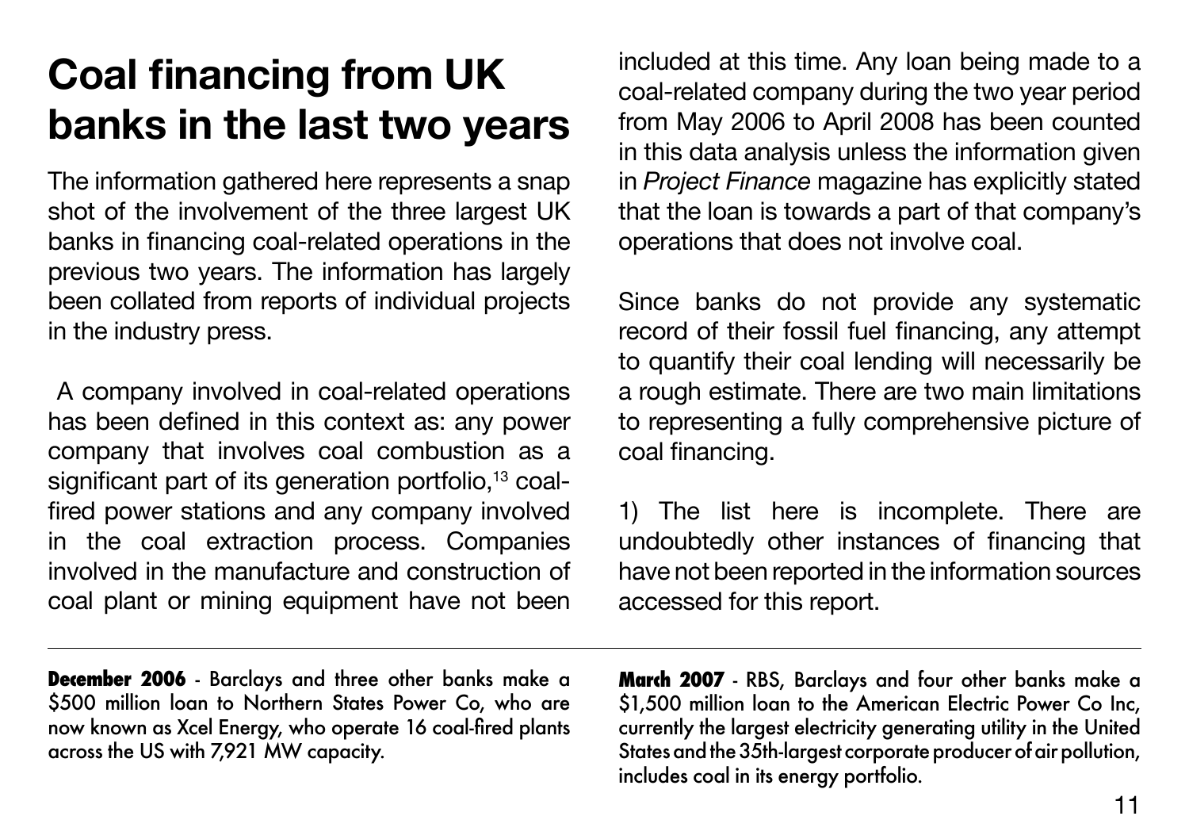# Coal financing from UK banks in the last two years

The information gathered here represents a snap shot of the involvement of the three largest UK banks in financing coal-related operations in the previous two years. The information has largely been collated from reports of individual projects in the industry press.

A company involved in coal-related operations has been defined in this context as: any power company that involves coal combustion as a significant part of its generation portfolio,[13] coal-fired power stations and any company involved in the coal extraction process. Companies involved in the manufacture and construction of coal plant or mining equipment have not been included at this time. Any loan being made to a coal-related company during the two year period from May 2006 to April 2008 has been counted in this data analysis unless the information given in *Project Finance* magazine has explicitly stated that the loan is towards a part of that company's operations that does not involve coal.

Since banks do not provide any systematic record of their fossil fuel financing, any attempt to quantify their coal lending will necessarily be a rough estimate. There are two main limitations to representing a fully comprehensive picture of coal financing.

1) The list here is incomplete. There are undoubtedly other instances of financing that have not been reported in the information sources accessed for this report.

---

**December 2006** - Barclays and three other banks make a $500 million loan to Northern States Power Co, who are now known as Xcel Energy, who operate 16 coal-fired plants across the US with 7,921 MW capacity.

**March 2007** - RBS, Barclays and four other banks make a $1,500 million loan to the American Electric Power Co Inc, currently the largest electricity generating utility in the United States and the 35th-largest corporate producer of air pollution, includes coal in its energy portfolio.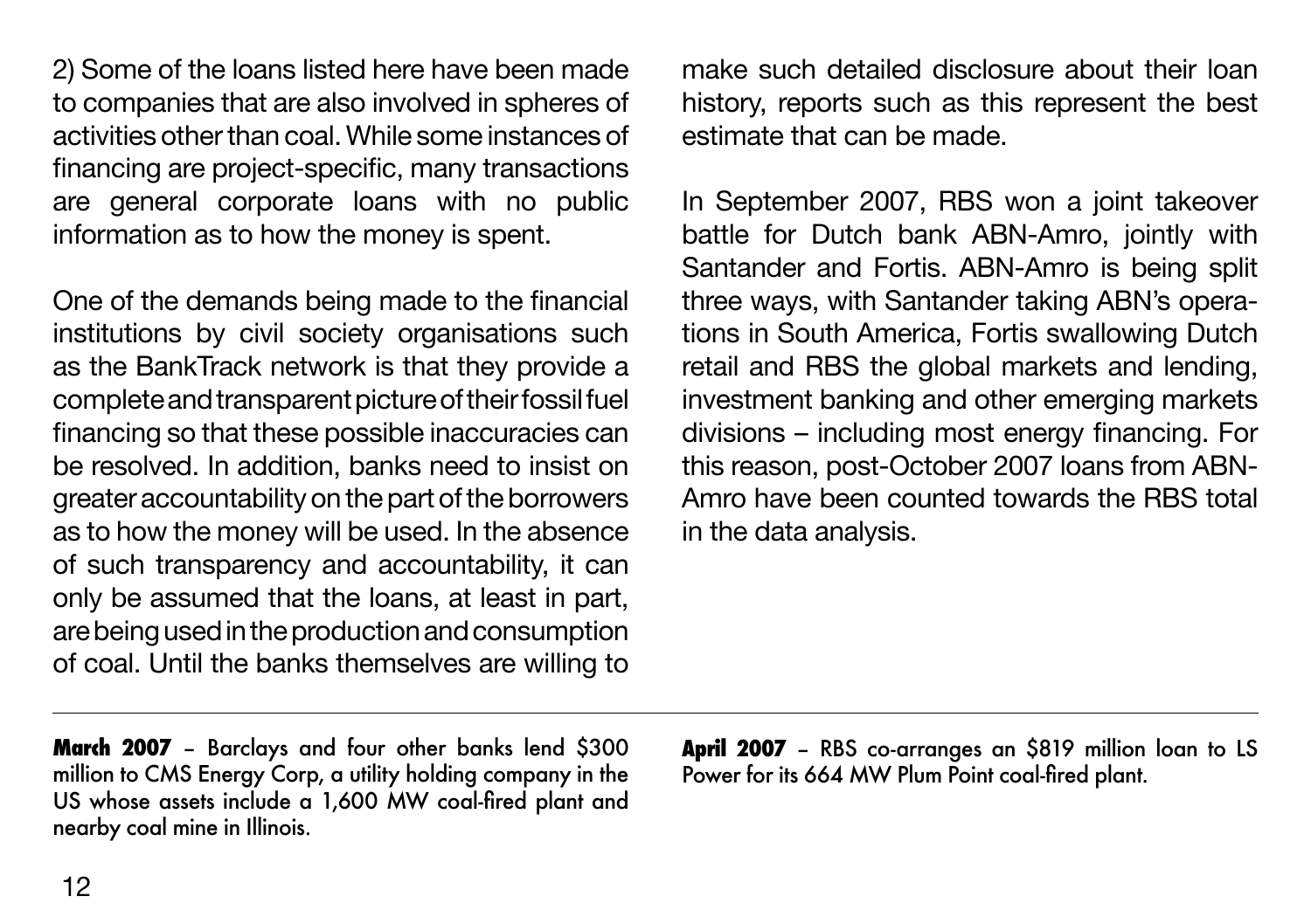2) Some of the loans listed here have been made to companies that are also involved in spheres of activities other than coal. While some instances of financing are project-specific, many transactions are general corporate loans with no public information as to how the money is spent.

One of the demands being made to the financial institutions by civil society organisations such as the BankTrack network is that they provide a complete and transparent picture of their fossil fuel financing so that these possible inaccuracies can be resolved. In addition, banks need to insist on greater accountability on the part of the borrowers as to how the money will be used. In the absence of such transparency and accountability, it can only be assumed that the loans, at least in part, are being used in the production and consumption of coal. Until the banks themselves are willing to make such detailed disclosure about their loan history, reports such as this represent the best estimate that can be made.

In September 2007, RBS won a joint takeover battle for Dutch bank ABN-Amro, jointly with Santander and Fortis. ABN-Amro is being split three ways, with Santander taking ABN's operations in South America, Fortis swallowing Dutch retail and RBS the global markets and lending, investment banking and other emerging markets divisions – including most energy financing. For this reason, post-October 2007 loans from ABN-Amro have been counted towards the RBS total in the data analysis.

---

**March 2007** – Barclays and four other banks lend $300 million to CMS Energy Corp, a utility holding company in the US whose assets include a 1,600 MW coal-fired plant and nearby coal mine in Illinois.

**April 2007** – RBS co-arranges an $819 million loan to LS Power for its 664 MW Plum Point coal-fired plant.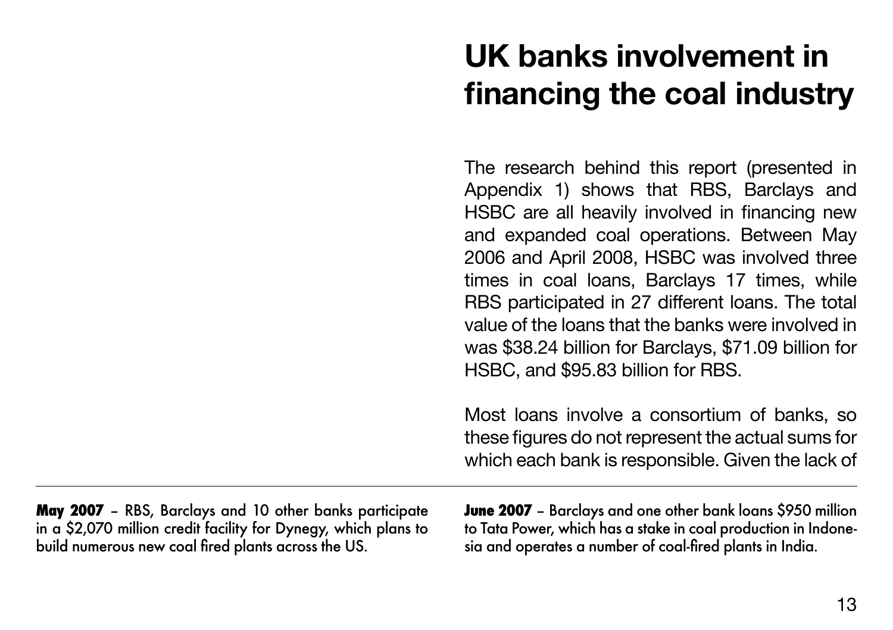# UK banks involvement in financing the coal industry

The research behind this report (presented in Appendix 1) shows that RBS, Barclays and HSBC are all heavily involved in financing new and expanded coal operations. Between May 2006 and April 2008, HSBC was involved three times in coal loans, Barclays 17 times, while RBS participated in 27 different loans. The total value of the loans that the banks were involved in was $38.24 billion for Barclays, $71.09 billion for HSBC, and $95.83 billion for RBS.

Most loans involve a consortium of banks, so these figures do not represent the actual sums for which each bank is responsible. Given the lack of

---

**May 2007** – RBS, Barclays and 10 other banks participate in a $2,070 million credit facility for Dynegy, which plans to build numerous new coal fired plants across the US.

**June 2007** – Barclays and one other bank loans $950 million to Tata Power, which has a stake in coal production in Indonesia and operates a number of coal-fired plants in India.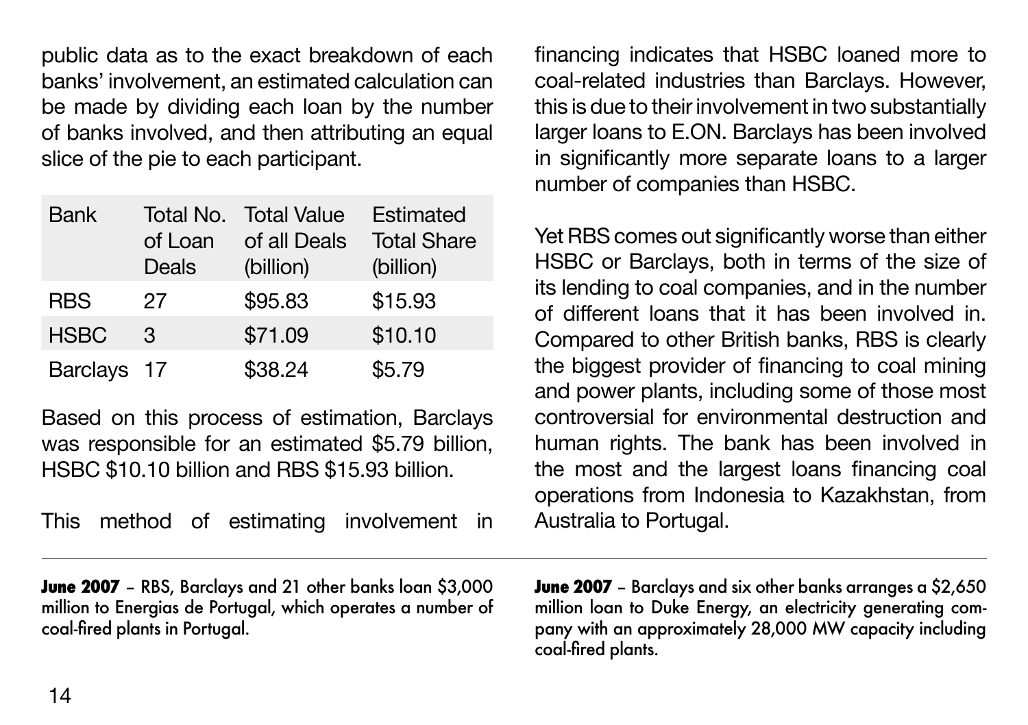public data as to the exact breakdown of each banks' involvement, an estimated calculation can be made by dividing each loan by the number of banks involved, and then attributing an equal slice of the pie to each participant.

| Bank | Total No. of Loan Deals | Total Value of all Deals (billion) | Estimated Total Share (billion) |
|---|---|---|---|
| RBS | 27 | $95.83 | $15.93 |
| HSBC | 3 | $71.09 | $10.10 |
| Barclays | 17 | $38.24 | $5.79 |

Based on this process of estimation, Barclays was responsible for an estimated $5.79 billion, HSBC $10.10 billion and RBS $15.93 billion.

This method of estimating involvement in financing indicates that HSBC loaned more to coal-related industries than Barclays. However, this is due to their involvement in two substantially larger loans to E.ON. Barclays has been involved in significantly more separate loans to a larger number of companies than HSBC.

Yet RBS comes out significantly worse than either HSBC or Barclays, both in terms of the size of its lending to coal companies, and in the number of different loans that it has been involved in. Compared to other British banks, RBS is clearly the biggest provider of financing to coal mining and power plants, including some of those most controversial for environmental destruction and human rights. The bank has been involved in the most and the largest loans financing coal operations from Indonesia to Kazakhstan, from Australia to Portugal.

---

**June 2007** – RBS, Barclays and 21 other banks loan $3,000 million to Energias de Portugal, which operates a number of coal-fired plants in Portugal.

**June 2007** – Barclays and six other banks arranges a $2,650 million loan to Duke Energy, an electricity generating company with an approximately 28,000 MW capacity including coal-fired plants.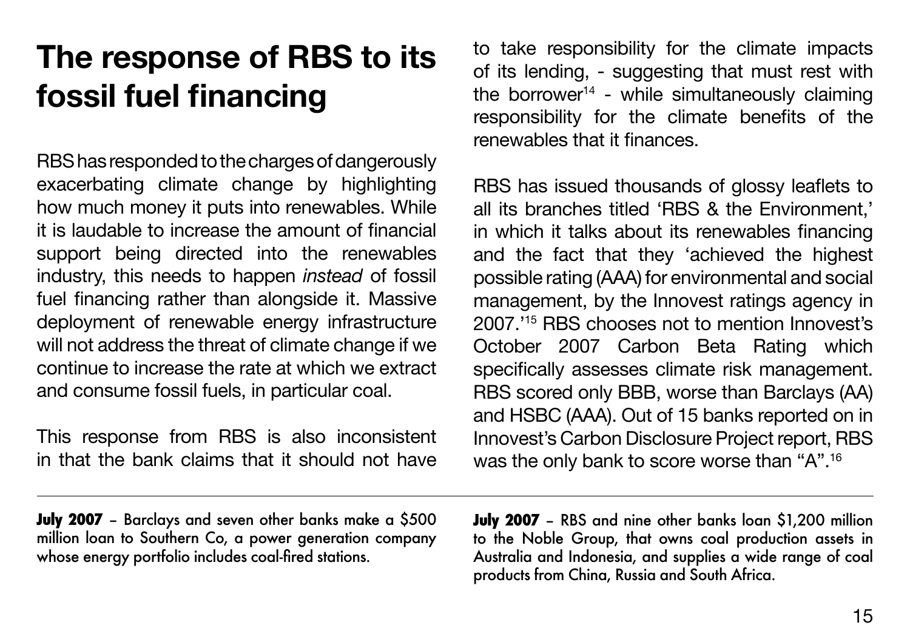# The response of RBS to its fossil fuel financing

RBS has responded to the charges of dangerously exacerbating climate change by highlighting how much money it puts into renewables. While it is laudable to increase the amount of financial support being directed into the renewables industry, this needs to happen *instead* of fossil fuel financing rather than alongside it. Massive deployment of renewable energy infrastructure will not address the threat of climate change if we continue to increase the rate at which we extract and consume fossil fuels, in particular coal.

This response from RBS is also inconsistent in that the bank claims that it should not have to take responsibility for the climate impacts of its lending, - suggesting that must rest with the borrower[14] - while simultaneously claiming responsibility for the climate benefits of the renewables that it finances.

RBS has issued thousands of glossy leaflets to all its branches titled 'RBS & the Environment,' in which it talks about its renewables financing and the fact that they 'achieved the highest possible rating (AAA) for environmental and social management, by the Innovest ratings agency in 2007.'[15] RBS chooses not to mention Innovest's October 2007 Carbon Beta Rating which specifically assesses climate risk management. RBS scored only BBB, worse than Barclays (AA) and HSBC (AAA). Out of 15 banks reported on in Innovest's Carbon Disclosure Project report, RBS was the only bank to score worse than "A".[16]

---

**July 2007** – Barclays and seven other banks make a $500 million loan to Southern Co, a power generation company whose energy portfolio includes coal-fired stations.

**July 2007** – RBS and nine other banks loan $1,200 million to the Noble Group, that owns coal production assets in Australia and Indonesia, and supplies a wide range of coal products from China, Russia and South Africa.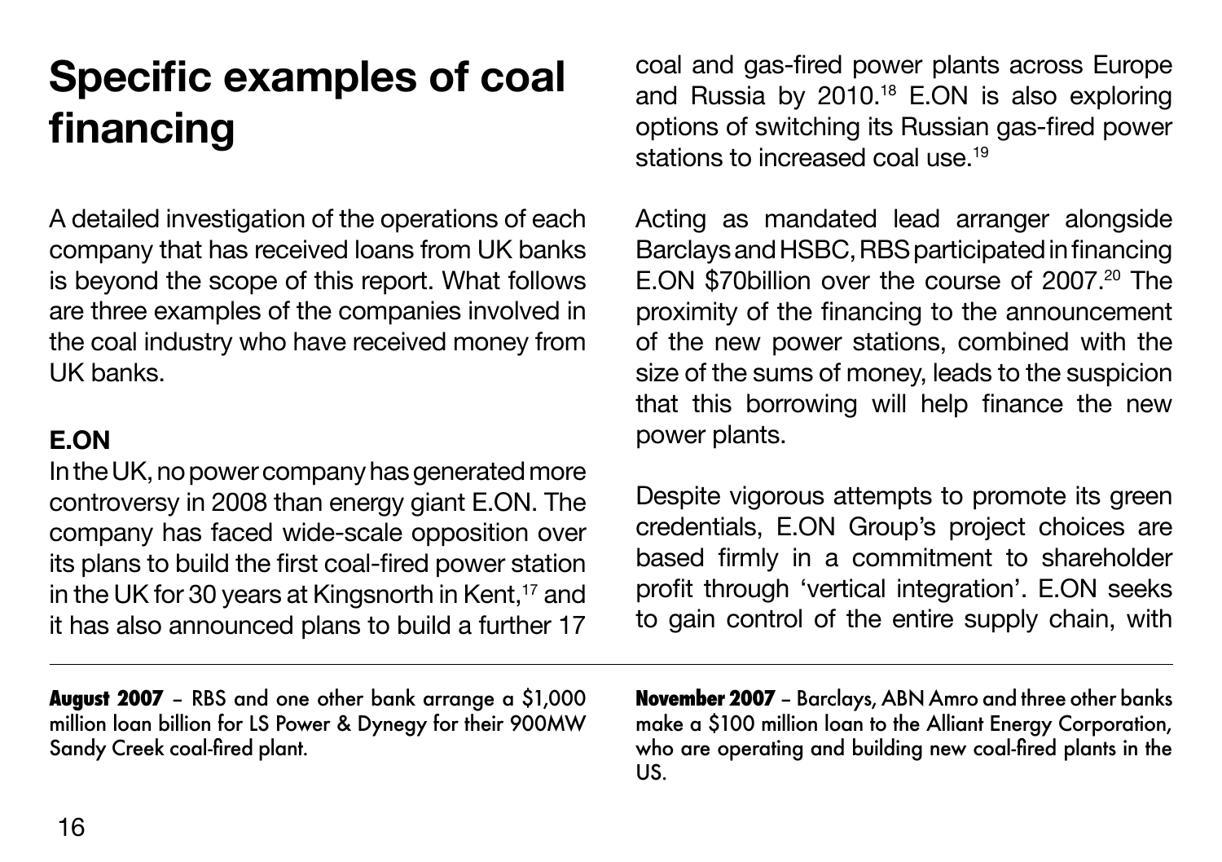# Specific examples of coal financing

A detailed investigation of the operations of each company that has received loans from UK banks is beyond the scope of this report. What follows are three examples of the companies involved in the coal industry who have received money from UK banks.

### E.ON

In the UK, no power company has generated more controversy in 2008 than energy giant E.ON. The company has faced wide-scale opposition over its plans to build the first coal-fired power station in the UK for 30 years at Kingsnorth in Kent,[17] and it has also announced plans to build a further 17 coal and gas-fired power plants across Europe and Russia by 2010.[18] E.ON is also exploring options of switching its Russian gas-fired power stations to increased coal use.[19]

Acting as mandated lead arranger alongside Barclays and HSBC, RBS participated in financing E.ON $70billion over the course of 2007.[20] The proximity of the financing to the announcement of the new power stations, combined with the size of the sums of money, leads to the suspicion that this borrowing will help finance the new power plants.

Despite vigorous attempts to promote its green credentials, E.ON Group's project choices are based firmly in a commitment to shareholder profit through 'vertical integration'. E.ON seeks to gain control of the entire supply chain, with

---

**August 2007** – RBS and one other bank arrange a $1,000 million loan billion for LS Power & Dynegy for their 900MW Sandy Creek coal-fired plant.

**November 2007** – Barclays, ABN Amro and three other banks make a $100 million loan to the Alliant Energy Corporation, who are operating and building new coal-fired plants in the US.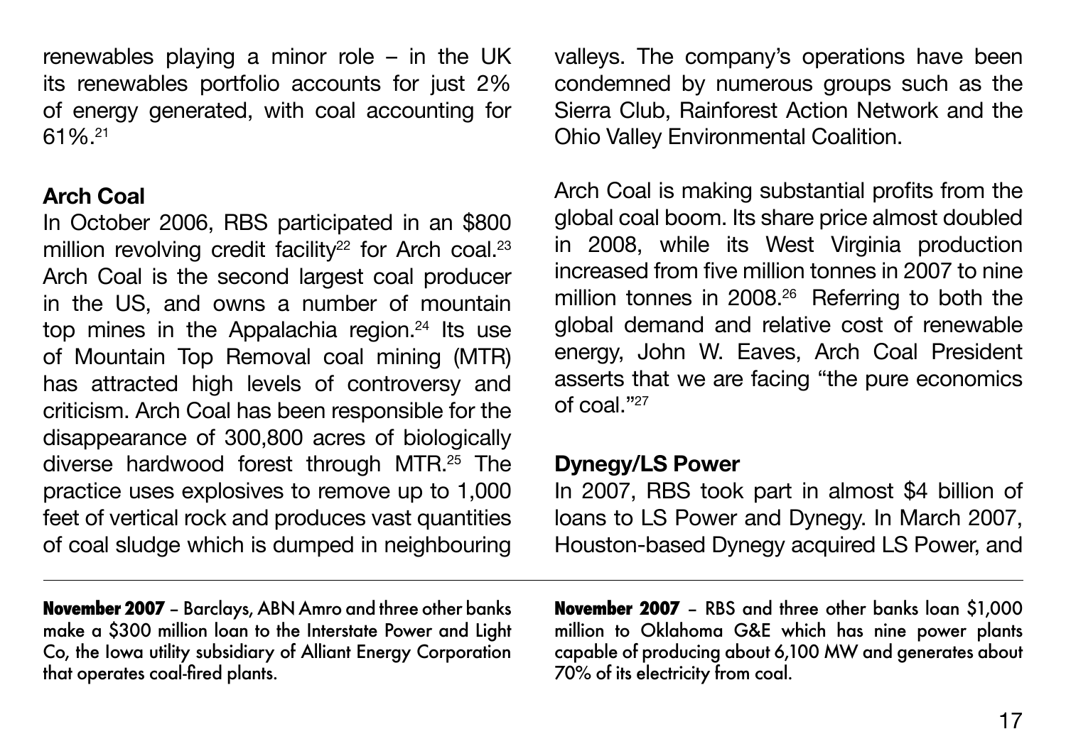renewables playing a minor role – in the UK its renewables portfolio accounts for just 2% of energy generated, with coal accounting for 61%.[21]

### Arch Coal

In October 2006, RBS participated in an $800 million revolving credit facility[22] for Arch coal.[23] Arch Coal is the second largest coal producer in the US, and owns a number of mountain top mines in the Appalachia region.[24] Its use of Mountain Top Removal coal mining (MTR) has attracted high levels of controversy and criticism. Arch Coal has been responsible for the disappearance of 300,800 acres of biologically diverse hardwood forest through MTR.[25] The practice uses explosives to remove up to 1,000 feet of vertical rock and produces vast quantities of coal sludge which is dumped in neighbouring valleys. The company's operations have been condemned by numerous groups such as the Sierra Club, Rainforest Action Network and the Ohio Valley Environmental Coalition.

Arch Coal is making substantial profits from the global coal boom. Its share price almost doubled in 2008, while its West Virginia production increased from five million tonnes in 2007 to nine million tonnes in 2008.[26] Referring to both the global demand and relative cost of renewable energy, John W. Eaves, Arch Coal President asserts that we are facing "the pure economics of coal."[27]

### Dynegy/LS Power

In 2007, RBS took part in almost $4 billion of loans to LS Power and Dynegy. In March 2007, Houston-based Dynegy acquired LS Power, and

---

**November 2007** – Barclays, ABN Amro and three other banks make a $300 million loan to the Interstate Power and Light Co, the Iowa utility subsidiary of Alliant Energy Corporation that operates coal-fired plants.

**November 2007** – RBS and three other banks loan $1,000 million to Oklahoma G&E which has nine power plants capable of producing about 6,100 MW and generates about 70% of its electricity from coal.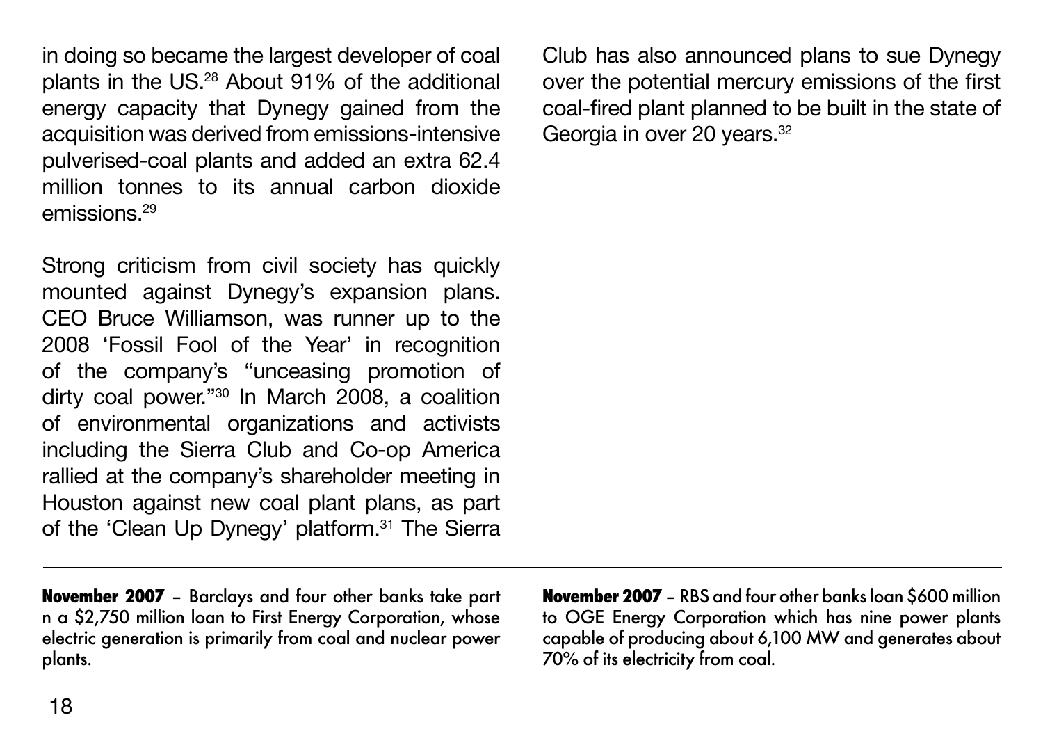in doing so became the largest developer of coal plants in the US.[28] About 91% of the additional energy capacity that Dynegy gained from the acquisition was derived from emissions-intensive pulverised-coal plants and added an extra 62.4 million tonnes to its annual carbon dioxide emissions.[29]

Strong criticism from civil society has quickly mounted against Dynegy's expansion plans. CEO Bruce Williamson, was runner up to the 2008 'Fossil Fool of the Year' in recognition of the company's "unceasing promotion of dirty coal power."[30] In March 2008, a coalition of environmental organizations and activists including the Sierra Club and Co-op America rallied at the company's shareholder meeting in Houston against new coal plant plans, as part of the 'Clean Up Dynegy' platform.[31] The Sierra Club has also announced plans to sue Dynegy over the potential mercury emissions of the first coal-fired plant planned to be built in the state of Georgia in over 20 years.[32]

---

**November 2007** – Barclays and four other banks take part n a $2,750 million loan to First Energy Corporation, whose electric generation is primarily from coal and nuclear power plants.

**November 2007** – RBS and four other banks loan $600 million to OGE Energy Corporation which has nine power plants capable of producing about 6,100 MW and generates about 70% of its electricity from coal.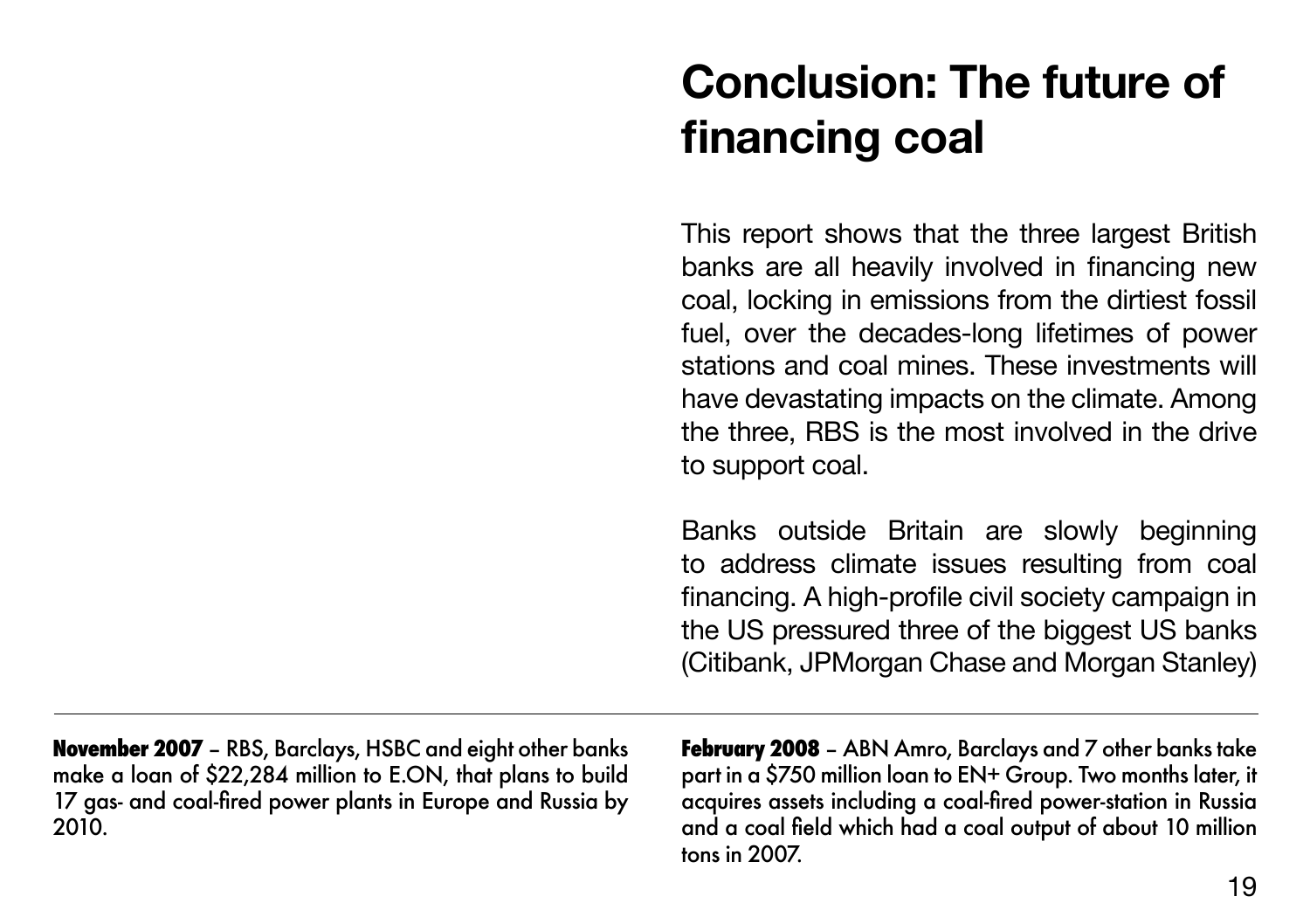# Conclusion: The future of financing coal

This report shows that the three largest British banks are all heavily involved in financing new coal, locking in emissions from the dirtiest fossil fuel, over the decades-long lifetimes of power stations and coal mines. These investments will have devastating impacts on the climate. Among the three, RBS is the most involved in the drive to support coal.

Banks outside Britain are slowly beginning to address climate issues resulting from coal financing. A high-profile civil society campaign in the US pressured three of the biggest US banks (Citibank, JPMorgan Chase and Morgan Stanley)

---

**November 2007** – RBS, Barclays, HSBC and eight other banks make a loan of $22,284 million to E.ON, that plans to build 17 gas- and coal-fired power plants in Europe and Russia by 2010.

**February 2008** – ABN Amro, Barclays and 7 other banks take part in a $750 million loan to EN+ Group. Two months later, it acquires assets including a coal-fired power-station in Russia and a coal field which had a coal output of about 10 million tons in 2007.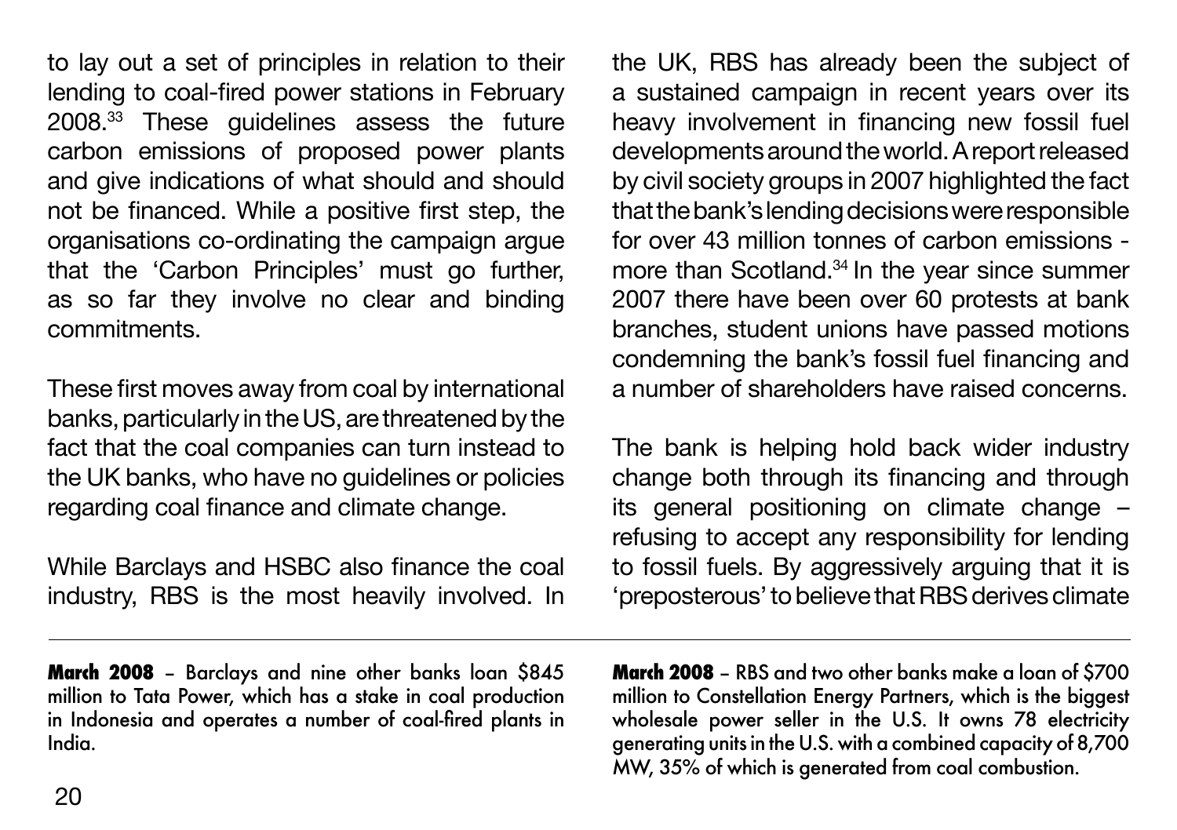to lay out a set of principles in relation to their lending to coal-fired power stations in February 2008.[33] These guidelines assess the future carbon emissions of proposed power plants and give indications of what should and should not be financed. While a positive first step, the organisations co-ordinating the campaign argue that the 'Carbon Principles' must go further, as so far they involve no clear and binding commitments.

These first moves away from coal by international banks, particularly in the US, are threatened by the fact that the coal companies can turn instead to the UK banks, who have no guidelines or policies regarding coal finance and climate change.

While Barclays and HSBC also finance the coal industry, RBS is the most heavily involved. In the UK, RBS has already been the subject of a sustained campaign in recent years over its heavy involvement in financing new fossil fuel developments around the world. A report released by civil society groups in 2007 highlighted the fact that the bank's lending decisions were responsible for over 43 million tonnes of carbon emissions - more than Scotland.[34] In the year since summer 2007 there have been over 60 protests at bank branches, student unions have passed motions condemning the bank's fossil fuel financing and a number of shareholders have raised concerns.

The bank is helping hold back wider industry change both through its financing and through its general positioning on climate change – refusing to accept any responsibility for lending to fossil fuels. By aggressively arguing that it is 'preposterous' to believe that RBS derives climate

---

**March 2008** – Barclays and nine other banks loan $845 million to Tata Power, which has a stake in coal production in Indonesia and operates a number of coal-fired plants in India.

**March 2008** – RBS and two other banks make a loan of $700 million to Constellation Energy Partners, which is the biggest wholesale power seller in the U.S. It owns 78 electricity generating units in the U.S. with a combined capacity of 8,700 MW, 35% of which is generated from coal combustion.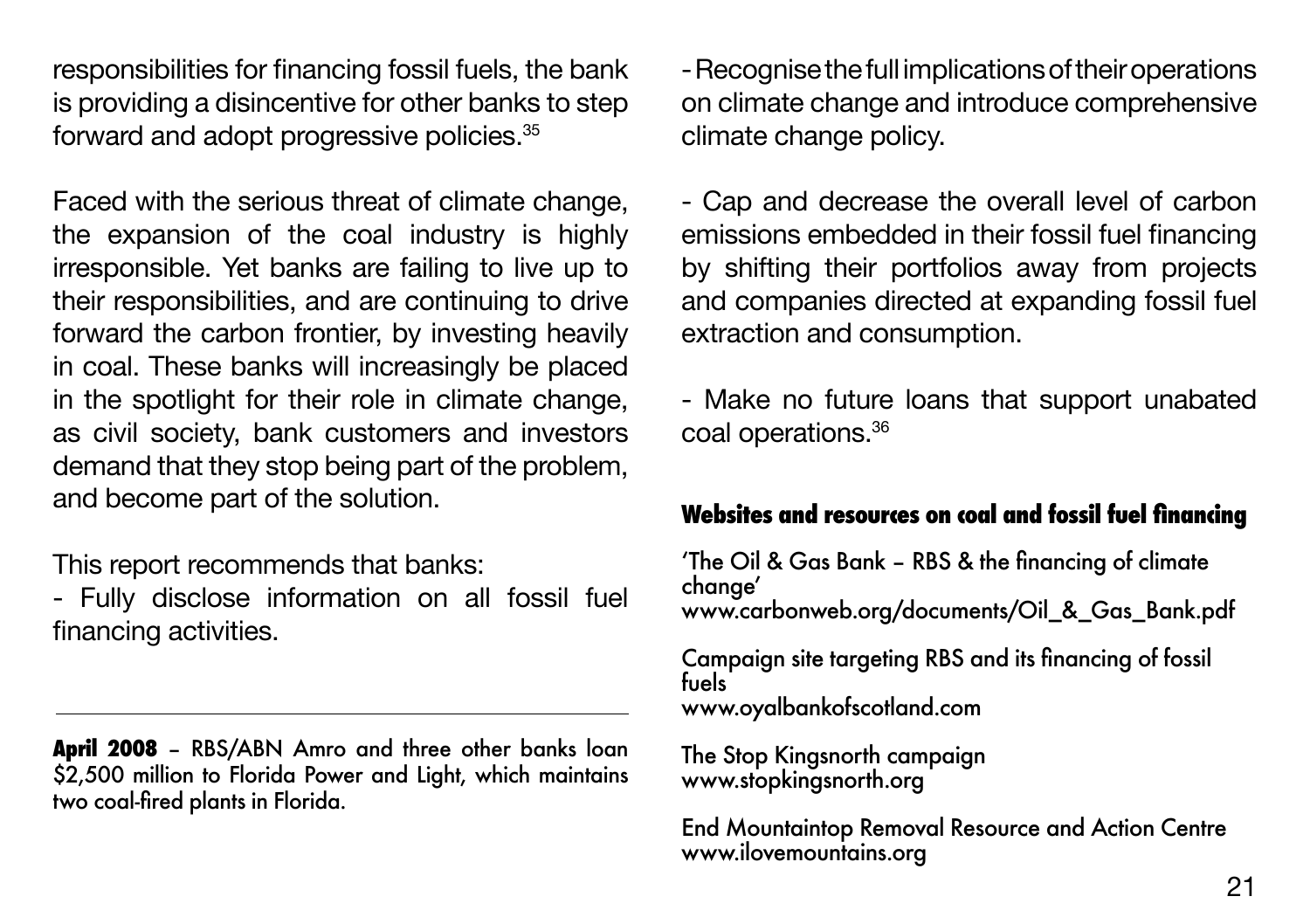responsibilities for financing fossil fuels, the bank is providing a disincentive for other banks to step forward and adopt progressive policies.[35]

Faced with the serious threat of climate change, the expansion of the coal industry is highly irresponsible. Yet banks are failing to live up to their responsibilities, and are continuing to drive forward the carbon frontier, by investing heavily in coal. These banks will increasingly be placed in the spotlight for their role in climate change, as civil society, bank customers and investors demand that they stop being part of the problem, and become part of the solution.

This report recommends that banks:

- Fully disclose information on all fossil fuel financing activities.
- Recognise the full implications of their operations on climate change and introduce comprehensive climate change policy.
- Cap and decrease the overall level of carbon emissions embedded in their fossil fuel financing by shifting their portfolios away from projects and companies directed at expanding fossil fuel extraction and consumption.
- Make no future loans that support unabated coal operations.[36]

---

**April 2008** – RBS/ABN Amro and three other banks loan $2,500 million to Florida Power and Light, which maintains two coal-fired plants in Florida.

### Websites and resources on coal and fossil fuel financing

'The Oil & Gas Bank – RBS & the financing of climate change'
www.carbonweb.org/documents/Oil_&_Gas_Bank.pdf

Campaign site targeting RBS and its financing of fossil fuels
www.oyalbankofscotland.com

The Stop Kingsnorth campaign
www.stopkingsnorth.org

End Mountaintop Removal Resource and Action Centre
www.ilovemountains.org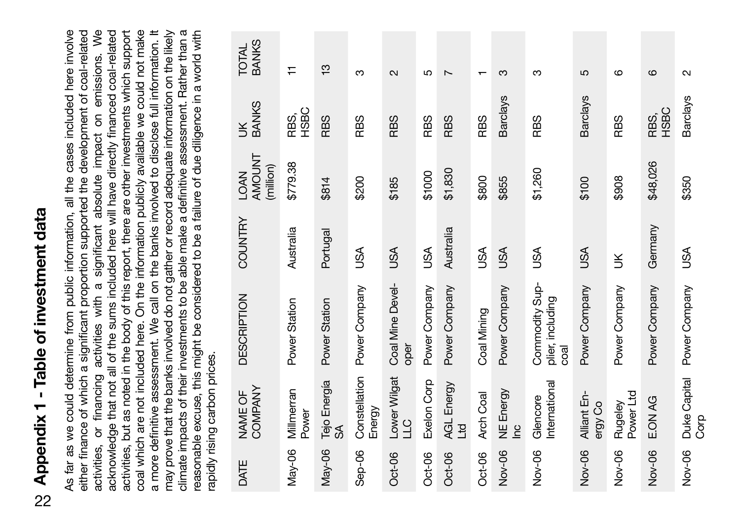# Appendix 1 - Table of investment data

As far as we could determine from public information, all the cases included here involve either finance of which a significant proportion supported the development of coal-related activities, or financing activities with a significant absolute impact on emissions. We acknowledge that not all of the sums included here will have directly financed coal-related activities, but as noted in the body of this report, there are other investments which support coal which are not included here. On the information publicly available we could not make a more definitive assessment. We call on the banks involved to disclose full information. It may prove that the banks involved do not gather or record adequate information on the likely climate impacts of their investments to be able make a definitive assessment. Rather than a reasonable excuse, this might be considered to be a failure of due diligence in a world with rapidly rising carbon prices.

| DATE | NAME OF COMPANY | DESCRIPTION | COUNTRY | LOAN AMOUNT (million) | UK BANKS | TOTAL BANKS |
|---|---|---|---|---|---|---|
| May-06 | Millmerran Power | Power Station | Australia | $779.38 | RBS, HSBC | 11 |
| May-06 | Tejo Energía SA | Power Station | Portugal | $814 | RBS | 13 |
| Sep-06 | Constellation Energy | Power Company | USA | $200 | RBS | 3 |
| Oct-06 | Lower Wilgat LLC | Coal Mine Developer | USA | $185 | RBS | 2 |
| Oct-06 | Exelon Corp | Power Company | USA | $1000 | RBS | 5 |
| Oct-06 | AGL Energy Ltd | Power Company | Australia | $1,830 | RBS | 7 |
| Oct-06 | Arch Coal | Coal Mining | USA | $800 | RBS | 1 |
| Nov-06 | NE Energy Inc | Power Company | USA | $855 | Barclays | 3 |
| Nov-06 | Glencore International | Commodity Supplier, including coal | USA | $1,260 | RBS | 3 |
| Nov-06 | Alliant Energy Co | Power Company | USA | $100 | Barclays | 5 |
| Nov-06 | Rugeley Power Ltd | Power Company | UK | $908 | RBS | 6 |
| Nov-06 | E.ON AG | Power Company | Germany | $48,026 | RBS, HSBC | 6 |
| Nov-06 | Duke Capital Corp | Power Company | USA | $350 | Barclays | 2 |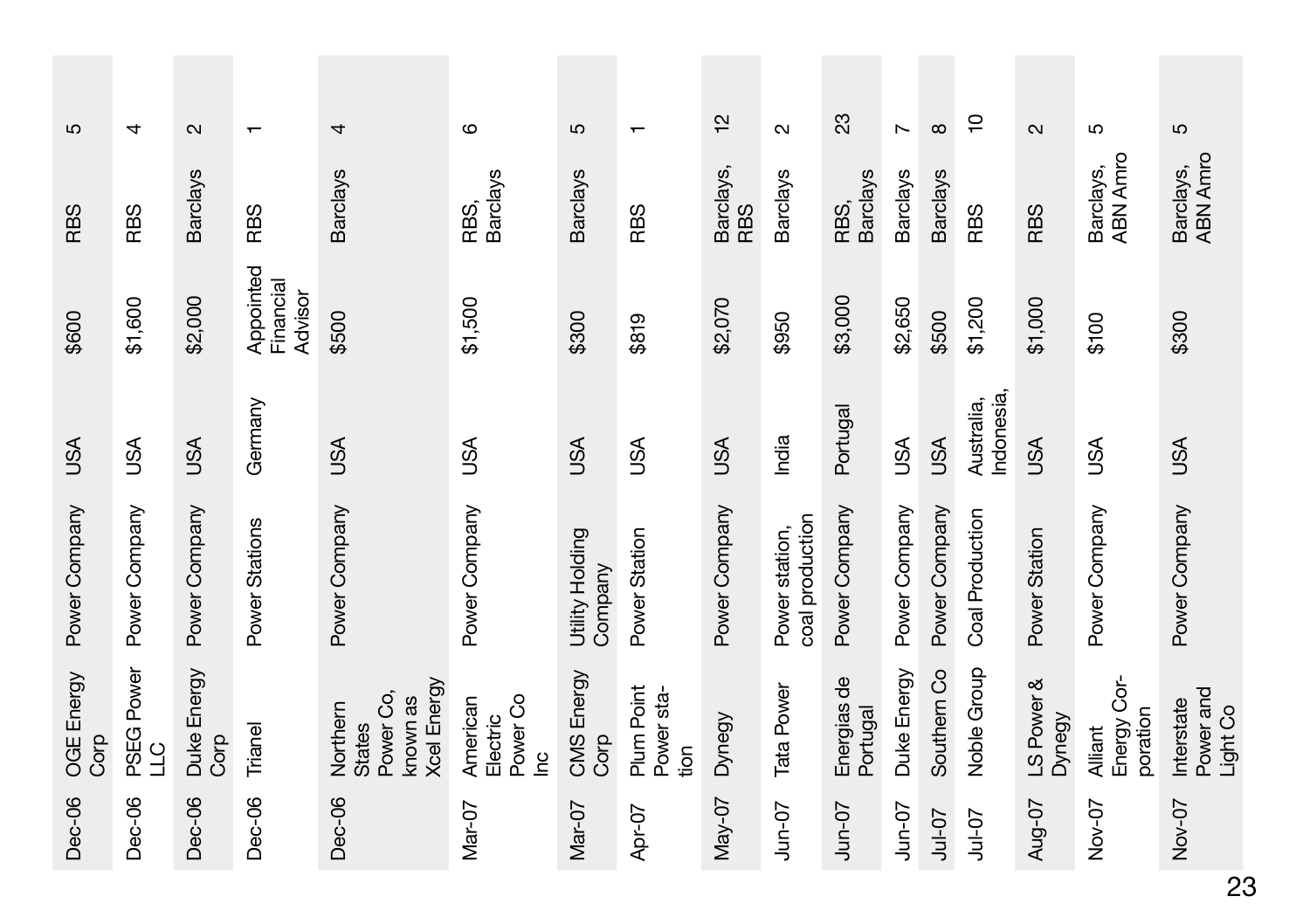| | | | | | | |
|---|---|---|---|---|---|---|
| Dec-06 | OGE Energy Corp | Power Company | USA | $600 | RBS | 5 |
| Dec-06 | PSEG Power LLC | Power Company | USA | $1,600 | RBS | 4 |
| Dec-06 | Duke Energy Corp | Power Company | USA | $2,000 | Barclays | 2 |
| Dec-06 | Trianel | Power Stations | Germany | Appointed Financial Advisor | RBS | 1 |
| Dec-06 | Northern States Power Co, known as Xcel Energy | Power Company | USA | $500 | Barclays | 4 |
| Mar-07 | American Electric Power Co Inc | Power Company | USA | $1,500 | RBS, Barclays | 6 |
| Mar-07 | CMS Energy Corp | Utility Holding Company | USA | $300 | Barclays | 5 |
| Apr-07 | Plum Point Power station | Power Station | USA | $819 | RBS | 1 |
| May-07 | Dynegy | Power Company | USA | $2,070 | Barclays, RBS | 12 |
| Jun-07 | Tata Power | Power station, coal production | India | $950 | Barclays | 2 |
| Jun-07 | Energias de Portugal | Power Company | Portugal | $3,000 | RBS, Barclays | 23 |
| Jun-07 | Duke Energy | Power Company | USA | $2,650 | Barclays | 7 |
| Jul-07 | Southern Co | Power Company | USA | $500 | Barclays | 8 |
| Jul-07 | Noble Group | Coal Production | Australia, Indonesia, | $1,200 | RBS | 10 |
| Aug-07 | LS Power & Dynegy | Power Station | USA | $1,000 | RBS | 2 |
| Nov-07 | Alliant Energy Corporation | Power Company | USA | $100 | Barclays, ABN Amro | 5 |
| Nov-07 | Interstate Power and Light Co | Power Company | USA | $300 | Barclays, ABN Amro | 5 |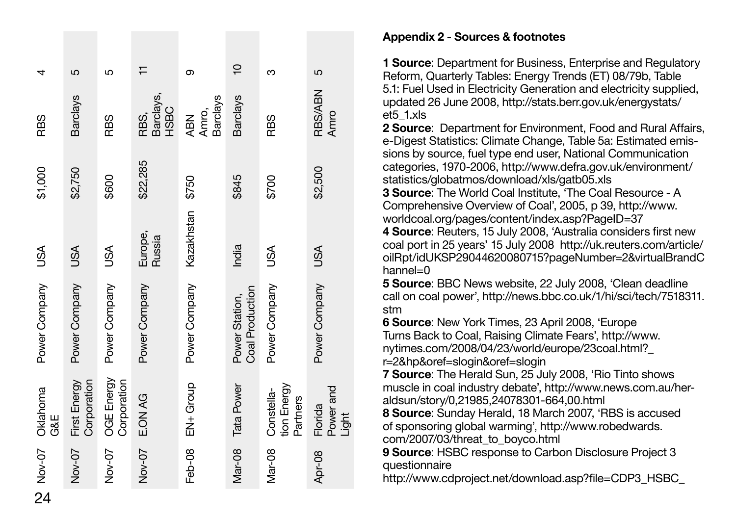| | | | | | | |
|---|---|---|---|---|---|---|
| Nov-07 | Oklahoma G&E | Power Company | USA | $1,000 | RBS | 4 |
| Nov-07 | First Energy Corporation | Power Company | USA | $2,750 | Barclays | 5 |
| Nov-07 | OGE Energy Corporation | Power Company | USA | $600 | RBS | 5 |
| Nov-07 | E.ON AG | Power Company | Europe, Russia | $22,285 | RBS, Barclays, HSBC | 11 |
| Feb-08 | EN+ Group | Power Company | Kazakhstan | $750 | ABN Amro, Barclays | 9 |
| Mar-08 | Tata Power | Power Station, Coal Production | India | $845 | Barclays | 10 |
| Mar-08 | Constellation Energy Partners | Power Company | USA | $700 | RBS | 3 |
| Apr-08 | Florida Power and Light | Power Company | USA | $2,500 | RBS/ABN Amro | 5 |

## Appendix 2 - Sources & footnotes

**1 Source**: Department for Business, Enterprise and Regulatory Reform, Quarterly Tables: Energy Trends (ET) 08/79b, Table 5.1: Fuel Used in Electricity Generation and electricity supplied, updated 26 June 2008, http://stats.berr.gov.uk/energystats/et5_1.xls

**2 Source**: Department for Environment, Food and Rural Affairs, e-Digest Statistics: Climate Change, Table 5a: Estimated emissions by source, fuel type end user, National Communication categories, 1970-2006, http://www.defra.gov.uk/environment/statistics/globatmos/download/xls/gatb05.xls

**3 Source**: The World Coal Institute, 'The Coal Resource - A Comprehensive Overview of Coal', 2005, p 39, http://www.worldcoal.org/pages/content/index.asp?PageID=37

**4 Source**: Reuters, 15 July 2008, 'Australia considers first new coal port in 25 years' 15 July 2008 http://uk.reuters.com/article/oilRpt/idUKSP29044620080715?pageNumber=2&virtualBrandChannel=0

**5 Source**: BBC News website, 22 July 2008, 'Clean deadline call on coal power', http://news.bbc.co.uk/1/hi/sci/tech/7518311.stm

**6 Source**: New York Times, 23 April 2008, 'Europe Turns Back to Coal, Raising Climate Fears', http://www.nytimes.com/2008/04/23/world/europe/23coal.html?_r=2&hp&oref=slogin&oref=slogin

**7 Source**: The Herald Sun, 25 July 2008, 'Rio Tinto shows muscle in coal industry debate', http://www.news.com.au/heraldsun/story/0,21985,24078301-664,00.html

**8 Source**: Sunday Herald, 18 March 2007, 'RBS is accused of sponsoring global warming', http://www.robedwards.com/2007/03/threat_to_boyco.html

**9 Source**: HSBC response to Carbon Disclosure Project 3 questionnaire
http://www.cdproject.net/download.asp?file=CDP3_HSBC_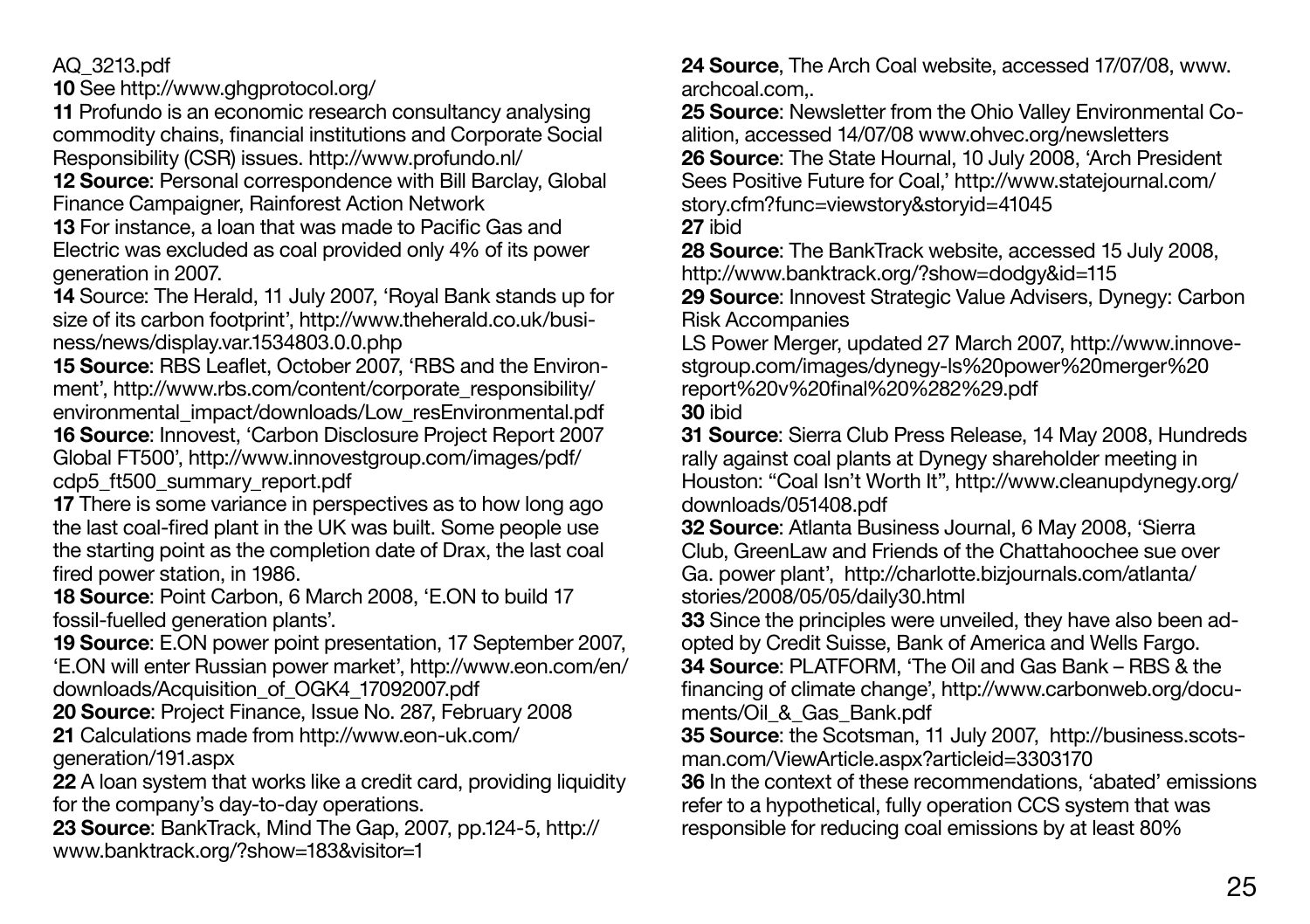AQ_3213.pdf

**10** See http://www.ghgprotocol.org/

**11** Profundo is an economic research consultancy analysing commodity chains, financial institutions and Corporate Social Responsibility (CSR) issues. http://www.profundo.nl/

**12 Source**: Personal correspondence with Bill Barclay, Global Finance Campaigner, Rainforest Action Network

**13** For instance, a loan that was made to Pacific Gas and Electric was excluded as coal provided only 4% of its power generation in 2007.

**14** Source: The Herald, 11 July 2007, 'Royal Bank stands up for size of its carbon footprint', http://www.theherald.co.uk/business/news/display.var.1534803.0.0.php

**15 Source**: RBS Leaflet, October 2007, 'RBS and the Environment', http://www.rbs.com/content/corporate_responsibility/environmental_impact/downloads/Low_resEnvironmental.pdf

**16 Source**: Innovest, 'Carbon Disclosure Project Report 2007 Global FT500', http://www.innovestgroup.com/images/pdf/cdp5_ft500_summary_report.pdf

**17** There is some variance in perspectives as to how long ago the last coal-fired plant in the UK was built. Some people use the starting point as the completion date of Drax, the last coal fired power station, in 1986.

**18 Source**: Point Carbon, 6 March 2008, 'E.ON to build 17 fossil-fuelled generation plants'.

**19 Source**: E.ON power point presentation, 17 September 2007, 'E.ON will enter Russian power market', http://www.eon.com/en/downloads/Acquisition_of_OGK4_17092007.pdf

**20 Source**: Project Finance, Issue No. 287, February 2008

**21** Calculations made from http://www.eon-uk.com/generation/191.aspx

**22** A loan system that works like a credit card, providing liquidity for the company's day-to-day operations.

**23 Source**: BankTrack, Mind The Gap, 2007, pp.124-5, http://www.banktrack.org/?show=183&visitor=1

**24 Source**, The Arch Coal website, accessed 17/07/08, www.archcoal.com,.

**25 Source**: Newsletter from the Ohio Valley Environmental Coalition, accessed 14/07/08 www.ohvec.org/newsletters

**26 Source**: The State Hournal, 10 July 2008, 'Arch President Sees Positive Future for Coal,' http://www.statejournal.com/story.cfm?func=viewstory&storyid=41045

**27** ibid

**28 Source**: The BankTrack website, accessed 15 July 2008, http://www.banktrack.org/?show=dodgy&id=115

**29 Source**: Innovest Strategic Value Advisers, Dynegy: Carbon Risk Accompanies

LS Power Merger, updated 27 March 2007, http://www.innovestgroup.com/images/dynegy-ls%20power%20merger%20report%20v%20final%20%282%29.pdf

**30** ibid

**31 Source**: Sierra Club Press Release, 14 May 2008, Hundreds rally against coal plants at Dynegy shareholder meeting in Houston: "Coal Isn't Worth It", http://www.cleanupdynegy.org/downloads/051408.pdf

**32 Source**: Atlanta Business Journal, 6 May 2008, 'Sierra Club, GreenLaw and Friends of the Chattahoochee sue over Ga. power plant', http://charlotte.bizjournals.com/atlanta/stories/2008/05/05/daily30.html

**33** Since the principles were unveiled, they have also been adopted by Credit Suisse, Bank of America and Wells Fargo.

**34 Source**: PLATFORM, 'The Oil and Gas Bank – RBS & the financing of climate change', http://www.carbonweb.org/documents/Oil_&_Gas_Bank.pdf

**35 Source**: the Scotsman, 11 July 2007, http://business.scotsman.com/ViewArticle.aspx?articleid=3303170

**36** In the context of these recommendations, 'abated' emissions refer to a hypothetical, fully operation CCS system that was responsible for reducing coal emissions by at least 80%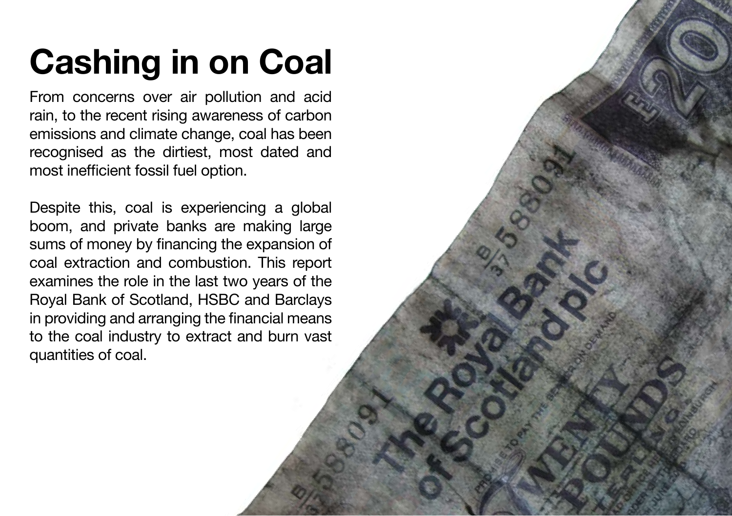# Cashing in on Coal

From concerns over air pollution and acid rain, to the recent rising awareness of carbon emissions and climate change, coal has been recognised as the dirtiest, most dated and most inefficient fossil fuel option.

Despite this, coal is experiencing a global boom, and private banks are making large sums of money by financing the expansion of coal extraction and combustion. This report examines the role in the last two years of the Royal Bank of Scotland, HSBC and Barclays in providing and arranging the financial means to the coal industry to extract and burn vast quantities of coal.